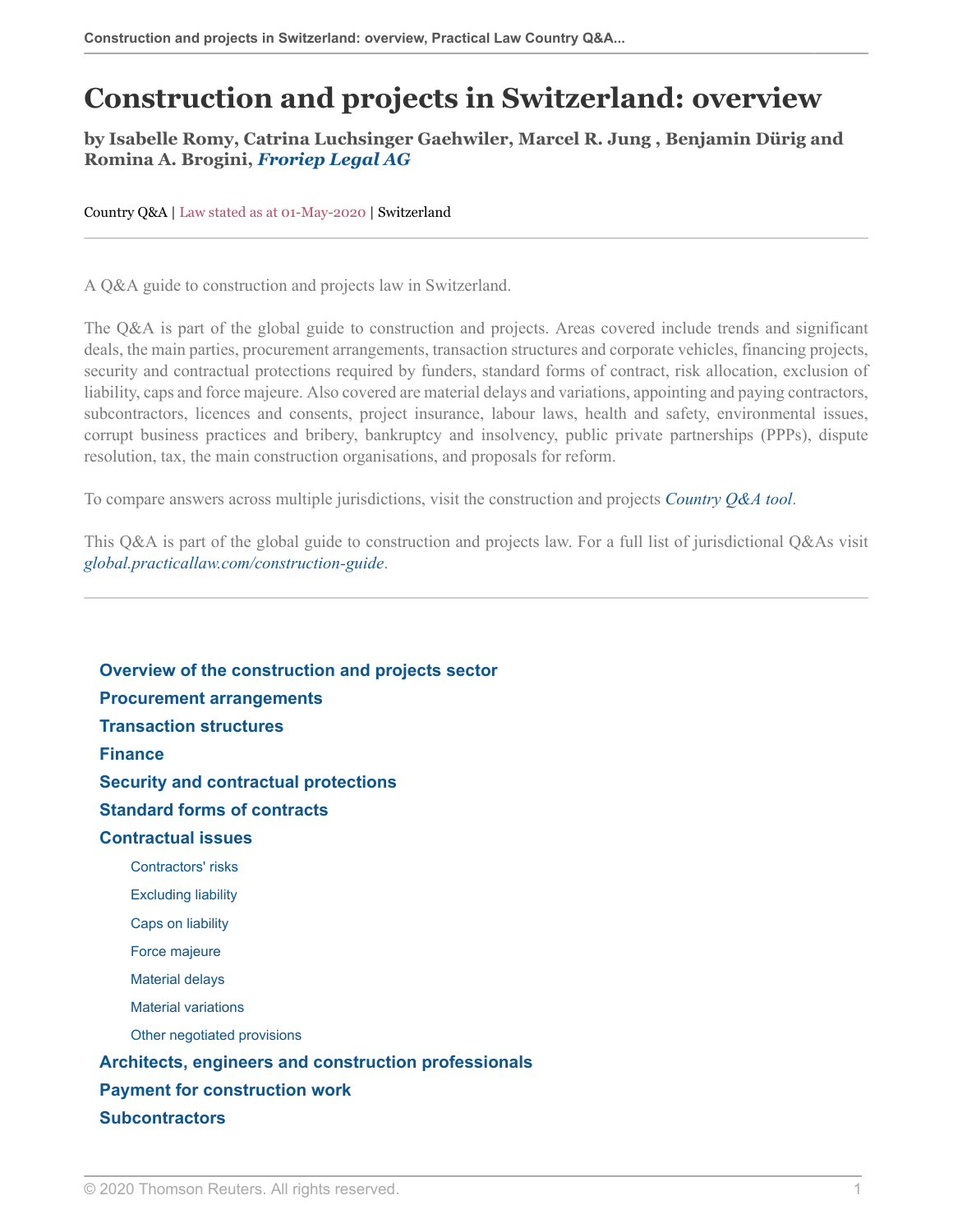# Construction and projects in Switzerland: overview

**by Isabelle Romy, Catrina Luchsinger Gaehwiler, Marcel R. Jung , Benjamin Dürig and Romina A. Brogini, *Froriep Legal AG***

Country Q&A | Law stated as at 01-May-2020 | Switzerland

A Q&A guide to construction and projects law in Switzerland.

The Q&A is part of the global guide to construction and projects. Areas covered include trends and significant deals, the main parties, procurement arrangements, transaction structures and corporate vehicles, financing projects, security and contractual protections required by funders, standard forms of contract, risk allocation, exclusion of liability, caps and force majeure. Also covered are material delays and variations, appointing and paying contractors, subcontractors, licences and consents, project insurance, labour laws, health and safety, environmental issues, corrupt business practices and bribery, bankruptcy and insolvency, public private partnerships (PPPs), dispute resolution, tax, the main construction organisations, and proposals for reform.

To compare answers across multiple jurisdictions, visit the construction and projects *Country Q&A tool*.

This Q&A is part of the global guide to construction and projects law. For a full list of jurisdictional Q&As visit *global.practicallaw.com/construction-guide*.

**Overview of the construction and projects sector**

**Procurement arrangements**

**Transaction structures**

**Finance**

**Security and contractual protections**

**Standard forms of contracts**

**Contractual issues**

- Contractors' risks
- Excluding liability
- Caps on liability
- Force majeure
- Material delays
- Material variations
- Other negotiated provisions

**Architects, engineers and construction professionals**

**Payment for construction work**

**Subcontractors**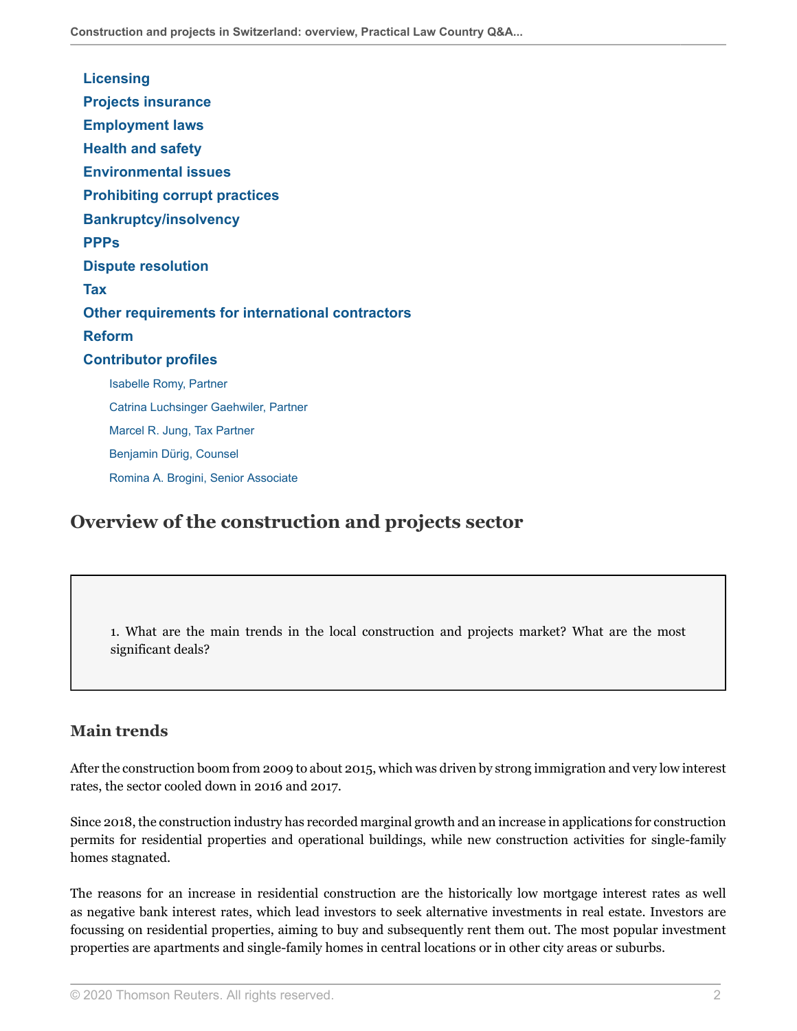**Licensing**

**Projects insurance**

**Employment laws**

**Health and safety**

**Environmental issues**

**Prohibiting corrupt practices**

**Bankruptcy/insolvency**

**PPPs**

**Dispute resolution**

**Tax**

**Other requirements for international contractors**

**Reform**

**Contributor profiles**

- Isabelle Romy, Partner
- Catrina Luchsinger Gaehwiler, Partner
- Marcel R. Jung, Tax Partner
- Benjamin Dürig, Counsel
- Romina A. Brogini, Senior Associate

## Overview of the construction and projects sector

1. What are the main trends in the local construction and projects market? What are the most significant deals?

### Main trends

After the construction boom from 2009 to about 2015, which was driven by strong immigration and very low interest rates, the sector cooled down in 2016 and 2017.

Since 2018, the construction industry has recorded marginal growth and an increase in applications for construction permits for residential properties and operational buildings, while new construction activities for single-family homes stagnated.

The reasons for an increase in residential construction are the historically low mortgage interest rates as well as negative bank interest rates, which lead investors to seek alternative investments in real estate. Investors are focussing on residential properties, aiming to buy and subsequently rent them out. The most popular investment properties are apartments and single-family homes in central locations or in other city areas or suburbs.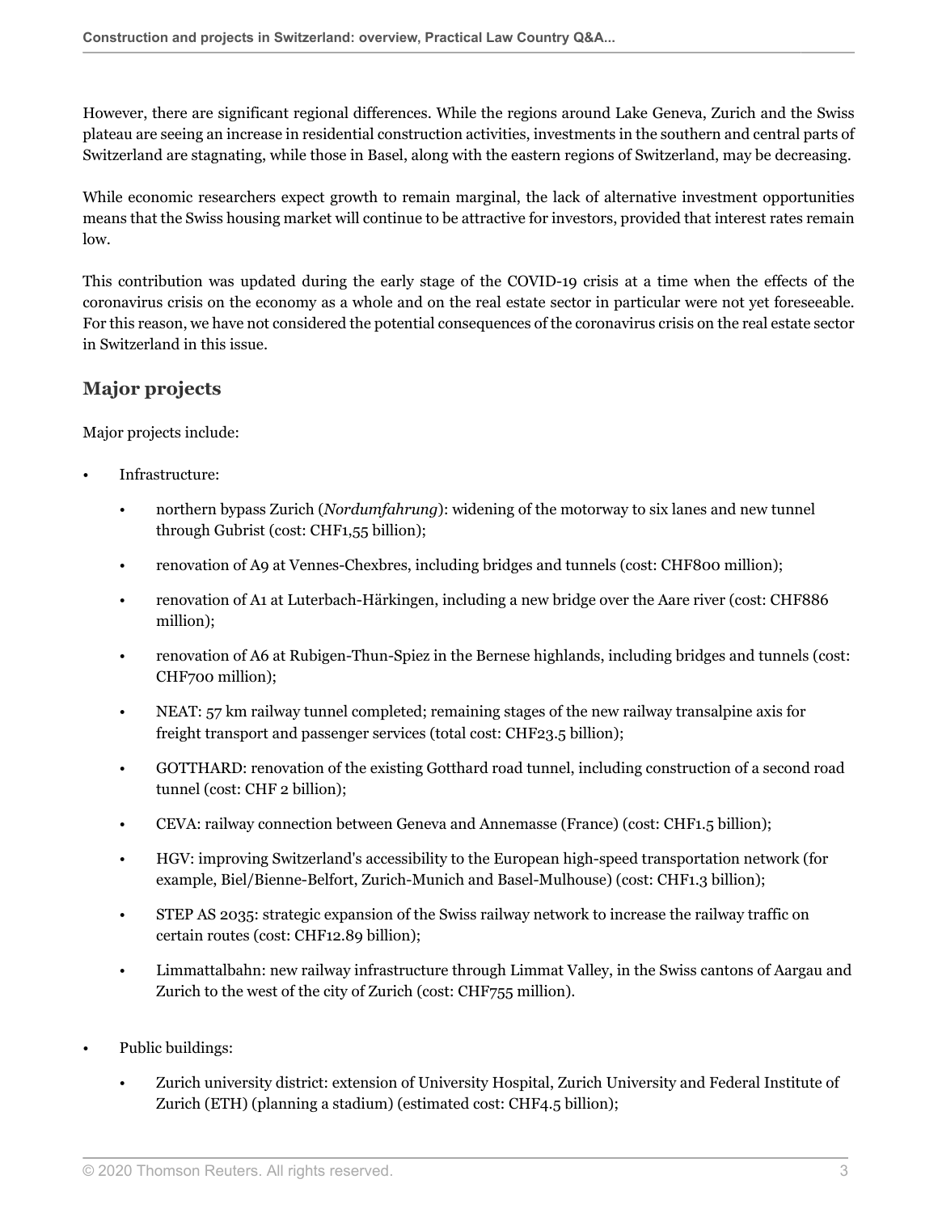However, there are significant regional differences. While the regions around Lake Geneva, Zurich and the Swiss plateau are seeing an increase in residential construction activities, investments in the southern and central parts of Switzerland are stagnating, while those in Basel, along with the eastern regions of Switzerland, may be decreasing.

While economic researchers expect growth to remain marginal, the lack of alternative investment opportunities means that the Swiss housing market will continue to be attractive for investors, provided that interest rates remain low.

This contribution was updated during the early stage of the COVID-19 crisis at a time when the effects of the coronavirus crisis on the economy as a whole and on the real estate sector in particular were not yet foreseeable. For this reason, we have not considered the potential consequences of the coronavirus crisis on the real estate sector in Switzerland in this issue.

## Major projects

Major projects include:

- Infrastructure:
  - northern bypass Zurich (*Nordumfahrung*): widening of the motorway to six lanes and new tunnel through Gubrist (cost: CHF1,55 billion);
  - renovation of A9 at Vennes-Chexbres, including bridges and tunnels (cost: CHF800 million);
  - renovation of A1 at Luterbach-Härkingen, including a new bridge over the Aare river (cost: CHF886 million);
  - renovation of A6 at Rubigen-Thun-Spiez in the Bernese highlands, including bridges and tunnels (cost: CHF700 million);
  - NEAT: 57 km railway tunnel completed; remaining stages of the new railway transalpine axis for freight transport and passenger services (total cost: CHF23.5 billion);
  - GOTTHARD: renovation of the existing Gotthard road tunnel, including construction of a second road tunnel (cost: CHF 2 billion);
  - CEVA: railway connection between Geneva and Annemasse (France) (cost: CHF1.5 billion);
  - HGV: improving Switzerland's accessibility to the European high-speed transportation network (for example, Biel/Bienne-Belfort, Zurich-Munich and Basel-Mulhouse) (cost: CHF1.3 billion);
  - STEP AS 2035: strategic expansion of the Swiss railway network to increase the railway traffic on certain routes (cost: CHF12.89 billion);
  - Limmattalbahn: new railway infrastructure through Limmat Valley, in the Swiss cantons of Aargau and Zurich to the west of the city of Zurich (cost: CHF755 million).
- Public buildings:
  - Zurich university district: extension of University Hospital, Zurich University and Federal Institute of Zurich (ETH) (planning a stadium) (estimated cost: CHF4.5 billion);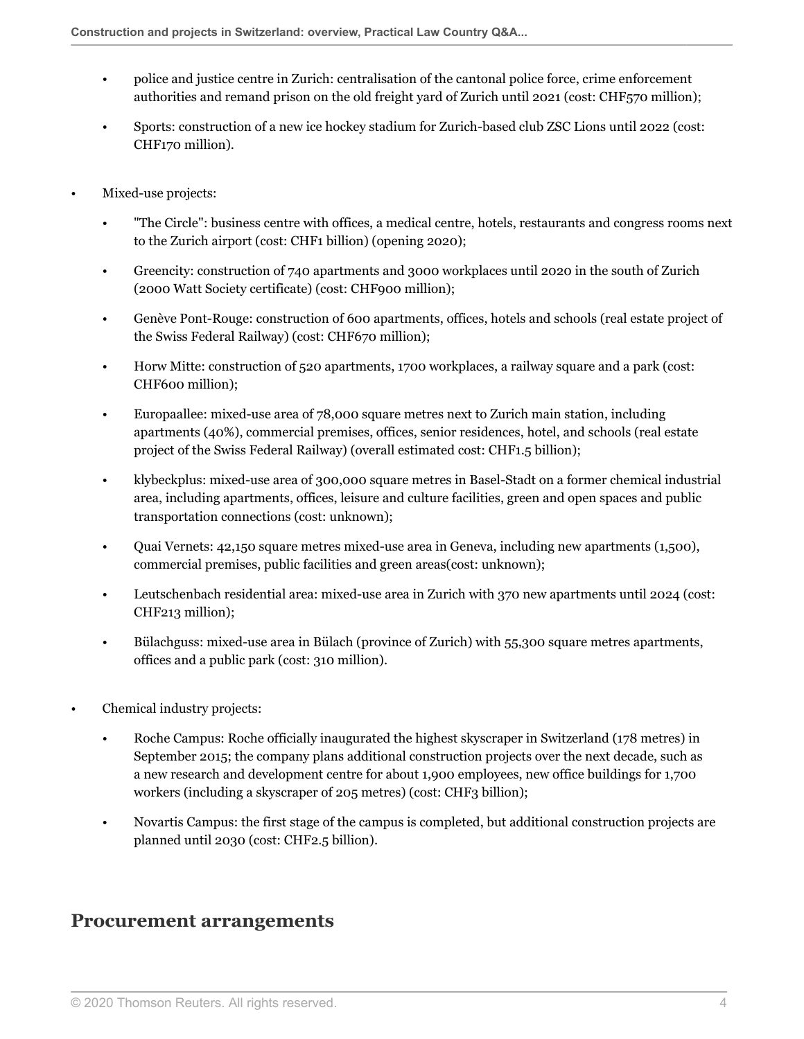- police and justice centre in Zurich: centralisation of the cantonal police force, crime enforcement authorities and remand prison on the old freight yard of Zurich until 2021 (cost: CHF570 million);
    - Sports: construction of a new ice hockey stadium for Zurich-based club ZSC Lions until 2022 (cost: CHF170 million).
- Mixed-use projects:
    - "The Circle": business centre with offices, a medical centre, hotels, restaurants and congress rooms next to the Zurich airport (cost: CHF1 billion) (opening 2020);
    - Greencity: construction of 740 apartments and 3000 workplaces until 2020 in the south of Zurich (2000 Watt Society certificate) (cost: CHF900 million);
    - Genève Pont-Rouge: construction of 600 apartments, offices, hotels and schools (real estate project of the Swiss Federal Railway) (cost: CHF670 million);
    - Horw Mitte: construction of 520 apartments, 1700 workplaces, a railway square and a park (cost: CHF600 million);
    - Europaallee: mixed-use area of 78,000 square metres next to Zurich main station, including apartments (40%), commercial premises, offices, senior residences, hotel, and schools (real estate project of the Swiss Federal Railway) (overall estimated cost: CHF1.5 billion);
    - klybeckplus: mixed-use area of 300,000 square metres in Basel-Stadt on a former chemical industrial area, including apartments, offices, leisure and culture facilities, green and open spaces and public transportation connections (cost: unknown);
    - Quai Vernets: 42,150 square metres mixed-use area in Geneva, including new apartments (1,500), commercial premises, public facilities and green areas(cost: unknown);
    - Leutschenbach residential area: mixed-use area in Zurich with 370 new apartments until 2024 (cost: CHF213 million);
    - Bülachguss: mixed-use area in Bülach (province of Zurich) with 55,300 square metres apartments, offices and a public park (cost: 310 million).
- Chemical industry projects:
    - Roche Campus: Roche officially inaugurated the highest skyscraper in Switzerland (178 metres) in September 2015; the company plans additional construction projects over the next decade, such as a new research and development centre for about 1,900 employees, new office buildings for 1,700 workers (including a skyscraper of 205 metres) (cost: CHF3 billion);
    - Novartis Campus: the first stage of the campus is completed, but additional construction projects are planned until 2030 (cost: CHF2.5 billion).

## Procurement arrangements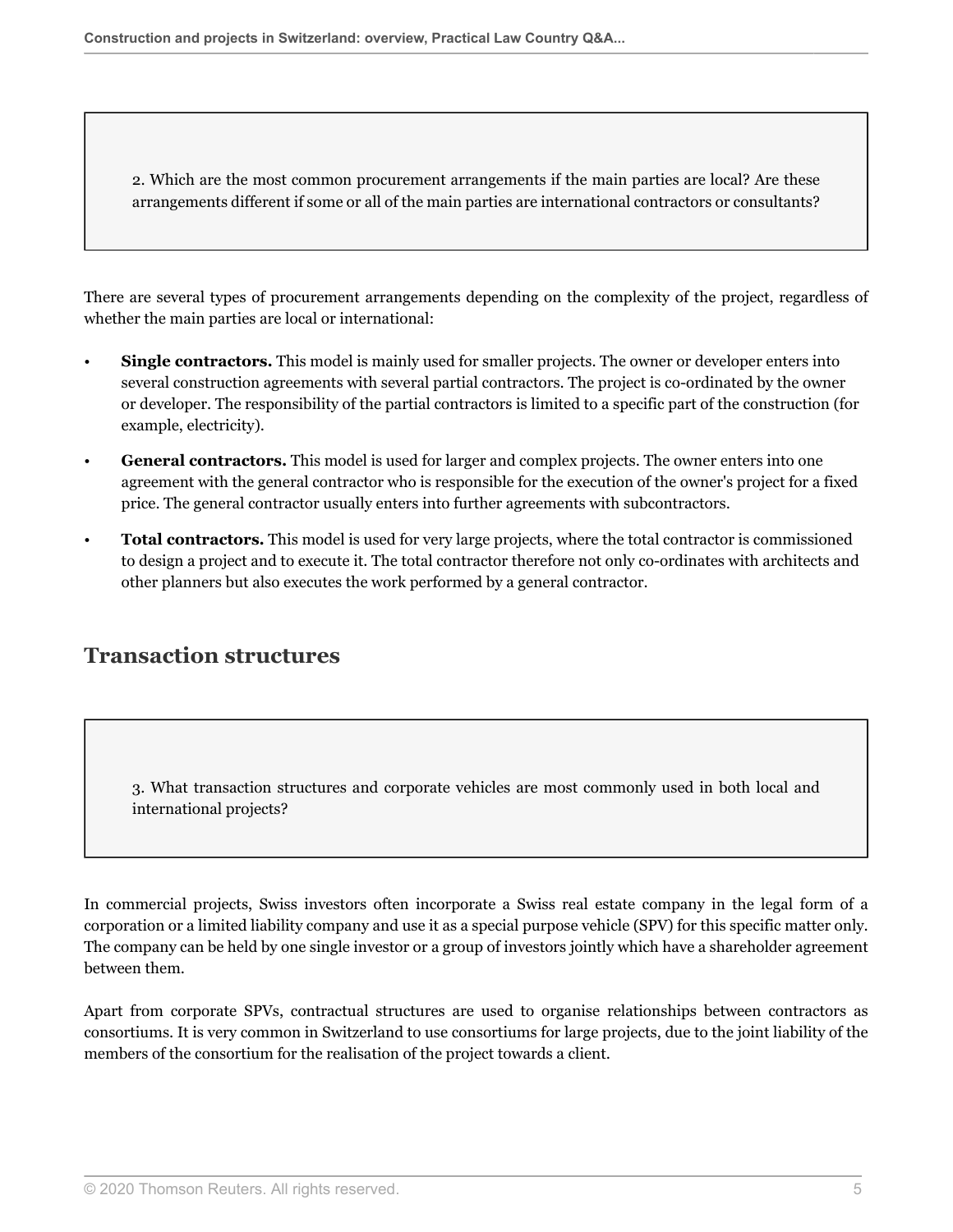2. Which are the most common procurement arrangements if the main parties are local? Are these arrangements different if some or all of the main parties are international contractors or consultants?

There are several types of procurement arrangements depending on the complexity of the project, regardless of whether the main parties are local or international:

- **Single contractors.** This model is mainly used for smaller projects. The owner or developer enters into several construction agreements with several partial contractors. The project is co-ordinated by the owner or developer. The responsibility of the partial contractors is limited to a specific part of the construction (for example, electricity).
- **General contractors.** This model is used for larger and complex projects. The owner enters into one agreement with the general contractor who is responsible for the execution of the owner's project for a fixed price. The general contractor usually enters into further agreements with subcontractors.
- **Total contractors.** This model is used for very large projects, where the total contractor is commissioned to design a project and to execute it. The total contractor therefore not only co-ordinates with architects and other planners but also executes the work performed by a general contractor.

## Transaction structures

3. What transaction structures and corporate vehicles are most commonly used in both local and international projects?

In commercial projects, Swiss investors often incorporate a Swiss real estate company in the legal form of a corporation or a limited liability company and use it as a special purpose vehicle (SPV) for this specific matter only. The company can be held by one single investor or a group of investors jointly which have a shareholder agreement between them.

Apart from corporate SPVs, contractual structures are used to organise relationships between contractors as consortiums. It is very common in Switzerland to use consortiums for large projects, due to the joint liability of the members of the consortium for the realisation of the project towards a client.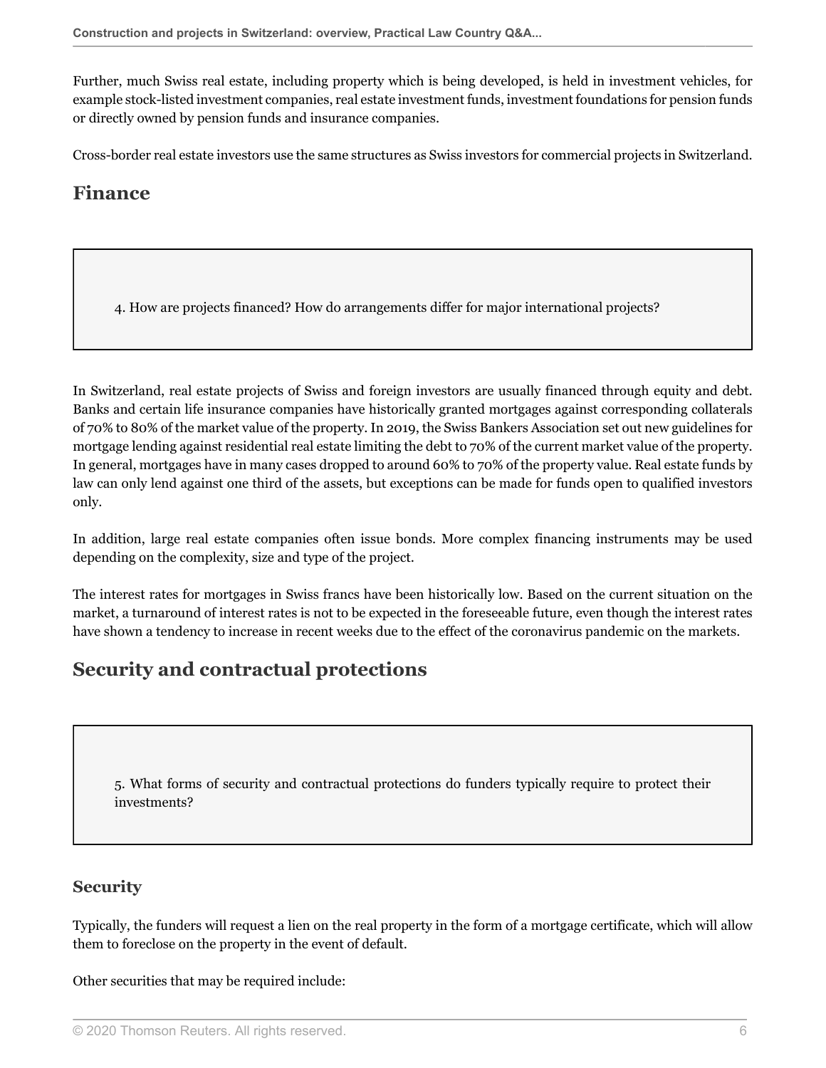Further, much Swiss real estate, including property which is being developed, is held in investment vehicles, for example stock-listed investment companies, real estate investment funds, investment foundations for pension funds or directly owned by pension funds and insurance companies.

Cross-border real estate investors use the same structures as Swiss investors for commercial projects in Switzerland.

## Finance

> 4. How are projects financed? How do arrangements differ for major international projects?

In Switzerland, real estate projects of Swiss and foreign investors are usually financed through equity and debt. Banks and certain life insurance companies have historically granted mortgages against corresponding collaterals of 70% to 80% of the market value of the property. In 2019, the Swiss Bankers Association set out new guidelines for mortgage lending against residential real estate limiting the debt to 70% of the current market value of the property. In general, mortgages have in many cases dropped to around 60% to 70% of the property value. Real estate funds by law can only lend against one third of the assets, but exceptions can be made for funds open to qualified investors only.

In addition, large real estate companies often issue bonds. More complex financing instruments may be used depending on the complexity, size and type of the project.

The interest rates for mortgages in Swiss francs have been historically low. Based on the current situation on the market, a turnaround of interest rates is not to be expected in the foreseeable future, even though the interest rates have shown a tendency to increase in recent weeks due to the effect of the coronavirus pandemic on the markets.

## Security and contractual protections

> 5. What forms of security and contractual protections do funders typically require to protect their investments?

### Security

Typically, the funders will request a lien on the real property in the form of a mortgage certificate, which will allow them to foreclose on the property in the event of default.

Other securities that may be required include: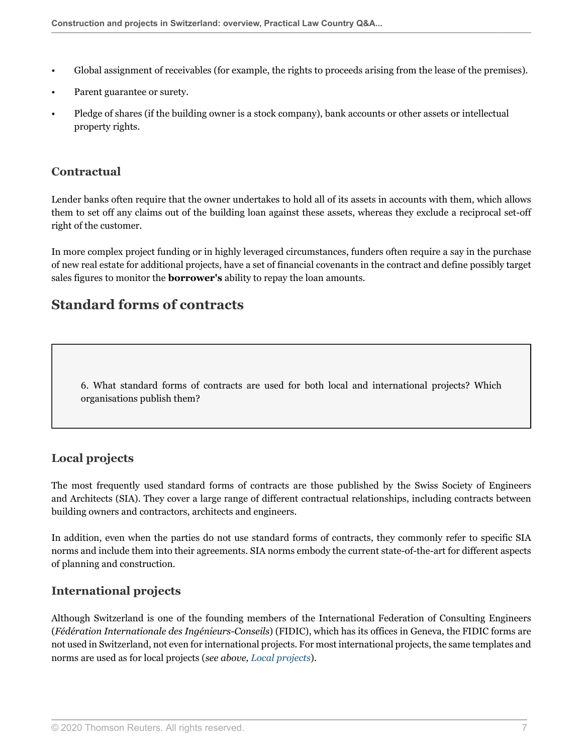- Global assignment of receivables (for example, the rights to proceeds arising from the lease of the premises).
- Parent guarantee or surety.
- Pledge of shares (if the building owner is a stock company), bank accounts or other assets or intellectual property rights.

### Contractual

Lender banks often require that the owner undertakes to hold all of its assets in accounts with them, which allows them to set off any claims out of the building loan against these assets, whereas they exclude a reciprocal set-off right of the customer.

In more complex project funding or in highly leveraged circumstances, funders often require a say in the purchase of new real estate for additional projects, have a set of financial covenants in the contract and define possibly target sales figures to monitor the **borrower's** ability to repay the loan amounts.

## Standard forms of contracts

> 6. What standard forms of contracts are used for both local and international projects? Which organisations publish them?

### Local projects

The most frequently used standard forms of contracts are those published by the Swiss Society of Engineers and Architects (SIA). They cover a large range of different contractual relationships, including contracts between building owners and contractors, architects and engineers.

In addition, even when the parties do not use standard forms of contracts, they commonly refer to specific SIA norms and include them into their agreements. SIA norms embody the current state-of-the-art for different aspects of planning and construction.

### International projects

Although Switzerland is one of the founding members of the International Federation of Consulting Engineers (*Fédération Internationale des Ingénieurs-Conseils*) (FIDIC), which has its offices in Geneva, the FIDIC forms are not used in Switzerland, not even for international projects. For most international projects, the same templates and norms are used as for local projects (*see above, Local projects*).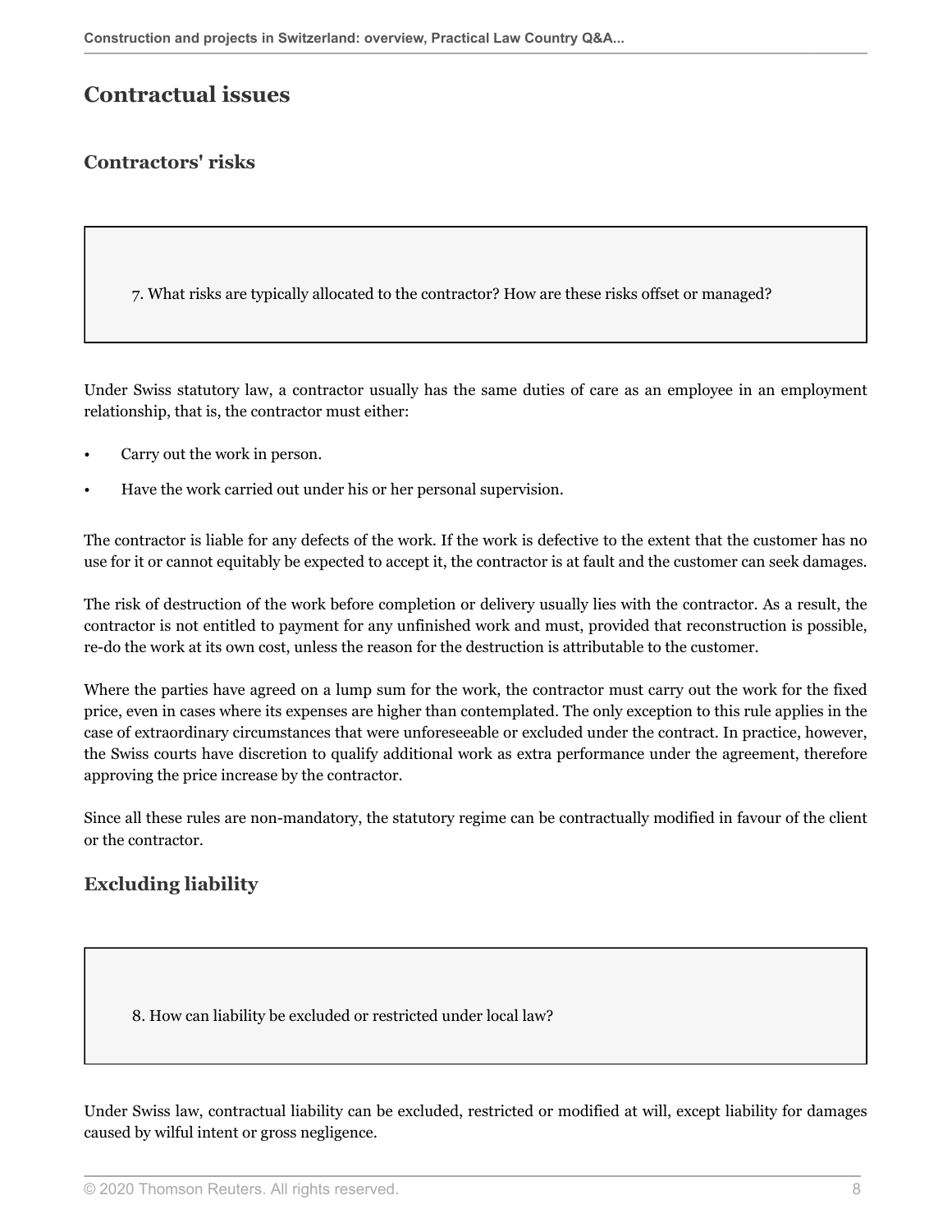## Contractual issues

### Contractors' risks

> 7. What risks are typically allocated to the contractor? How are these risks offset or managed?

Under Swiss statutory law, a contractor usually has the same duties of care as an employee in an employment relationship, that is, the contractor must either:

- Carry out the work in person.
- Have the work carried out under his or her personal supervision.

The contractor is liable for any defects of the work. If the work is defective to the extent that the customer has no use for it or cannot equitably be expected to accept it, the contractor is at fault and the customer can seek damages.

The risk of destruction of the work before completion or delivery usually lies with the contractor. As a result, the contractor is not entitled to payment for any unfinished work and must, provided that reconstruction is possible, re-do the work at its own cost, unless the reason for the destruction is attributable to the customer.

Where the parties have agreed on a lump sum for the work, the contractor must carry out the work for the fixed price, even in cases where its expenses are higher than contemplated. The only exception to this rule applies in the case of extraordinary circumstances that were unforeseeable or excluded under the contract. In practice, however, the Swiss courts have discretion to qualify additional work as extra performance under the agreement, therefore approving the price increase by the contractor.

Since all these rules are non-mandatory, the statutory regime can be contractually modified in favour of the client or the contractor.

### Excluding liability

> 8. How can liability be excluded or restricted under local law?

Under Swiss law, contractual liability can be excluded, restricted or modified at will, except liability for damages caused by wilful intent or gross negligence.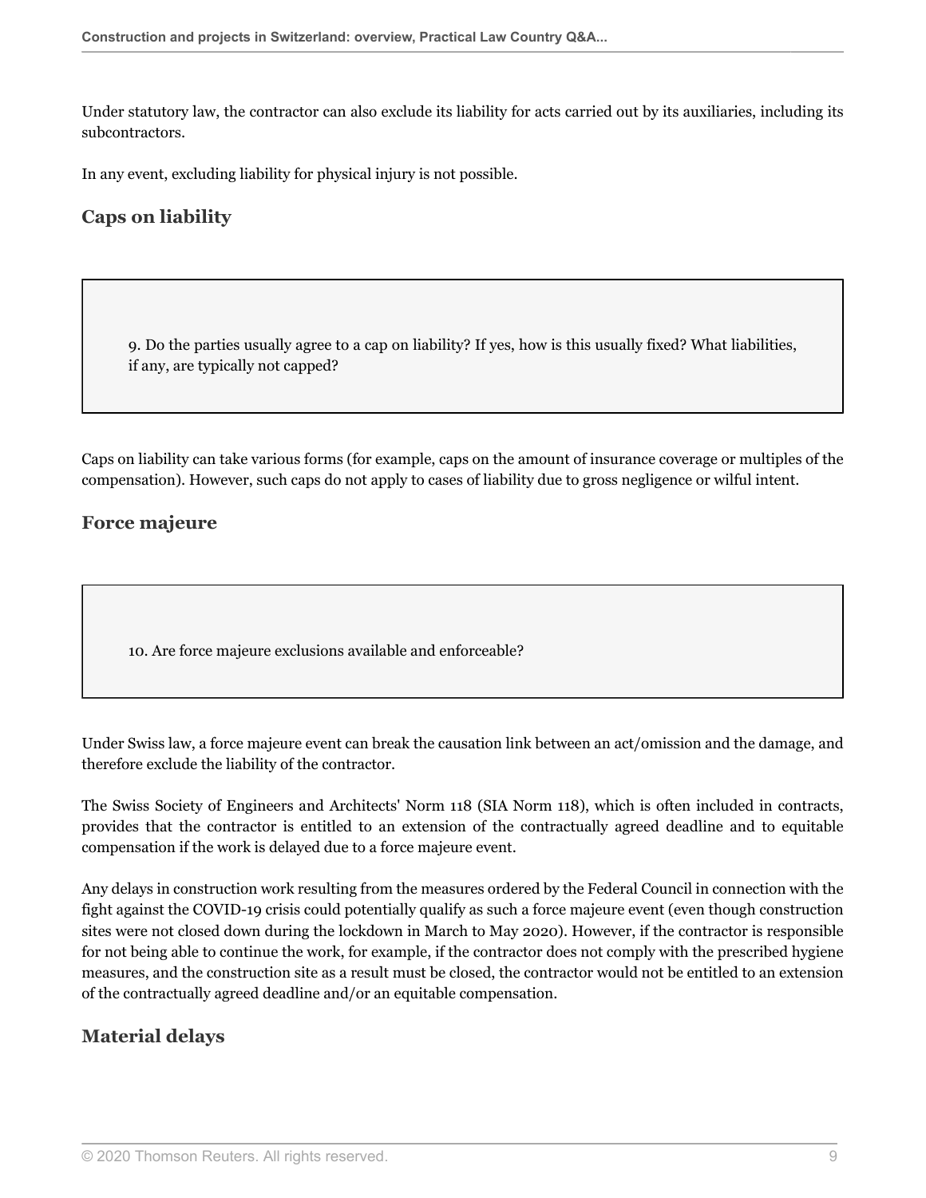Under statutory law, the contractor can also exclude its liability for acts carried out by its auxiliaries, including its subcontractors.

In any event, excluding liability for physical injury is not possible.

### Caps on liability

> 9. Do the parties usually agree to a cap on liability? If yes, how is this usually fixed? What liabilities, if any, are typically not capped?

Caps on liability can take various forms (for example, caps on the amount of insurance coverage or multiples of the compensation). However, such caps do not apply to cases of liability due to gross negligence or wilful intent.

### Force majeure

> 10. Are force majeure exclusions available and enforceable?

Under Swiss law, a force majeure event can break the causation link between an act/omission and the damage, and therefore exclude the liability of the contractor.

The Swiss Society of Engineers and Architects' Norm 118 (SIA Norm 118), which is often included in contracts, provides that the contractor is entitled to an extension of the contractually agreed deadline and to equitable compensation if the work is delayed due to a force majeure event.

Any delays in construction work resulting from the measures ordered by the Federal Council in connection with the fight against the COVID-19 crisis could potentially qualify as such a force majeure event (even though construction sites were not closed down during the lockdown in March to May 2020). However, if the contractor is responsible for not being able to continue the work, for example, if the contractor does not comply with the prescribed hygiene measures, and the construction site as a result must be closed, the contractor would not be entitled to an extension of the contractually agreed deadline and/or an equitable compensation.

### Material delays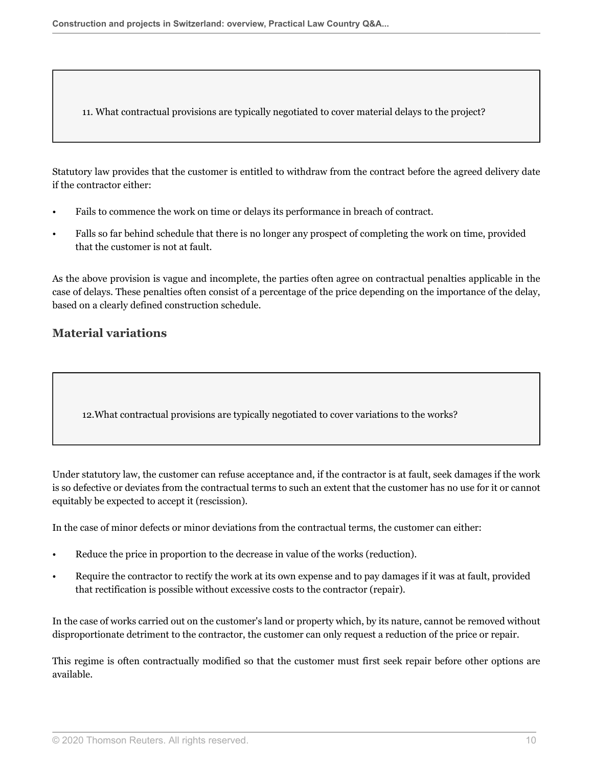11. What contractual provisions are typically negotiated to cover material delays to the project?

Statutory law provides that the customer is entitled to withdraw from the contract before the agreed delivery date if the contractor either:

- Fails to commence the work on time or delays its performance in breach of contract.
- Falls so far behind schedule that there is no longer any prospect of completing the work on time, provided that the customer is not at fault.

As the above provision is vague and incomplete, the parties often agree on contractual penalties applicable in the case of delays. These penalties often consist of a percentage of the price depending on the importance of the delay, based on a clearly defined construction schedule.

## Material variations

12.What contractual provisions are typically negotiated to cover variations to the works?

Under statutory law, the customer can refuse acceptance and, if the contractor is at fault, seek damages if the work is so defective or deviates from the contractual terms to such an extent that the customer has no use for it or cannot equitably be expected to accept it (rescission).

In the case of minor defects or minor deviations from the contractual terms, the customer can either:

- Reduce the price in proportion to the decrease in value of the works (reduction).
- Require the contractor to rectify the work at its own expense and to pay damages if it was at fault, provided that rectification is possible without excessive costs to the contractor (repair).

In the case of works carried out on the customer's land or property which, by its nature, cannot be removed without disproportionate detriment to the contractor, the customer can only request a reduction of the price or repair.

This regime is often contractually modified so that the customer must first seek repair before other options are available.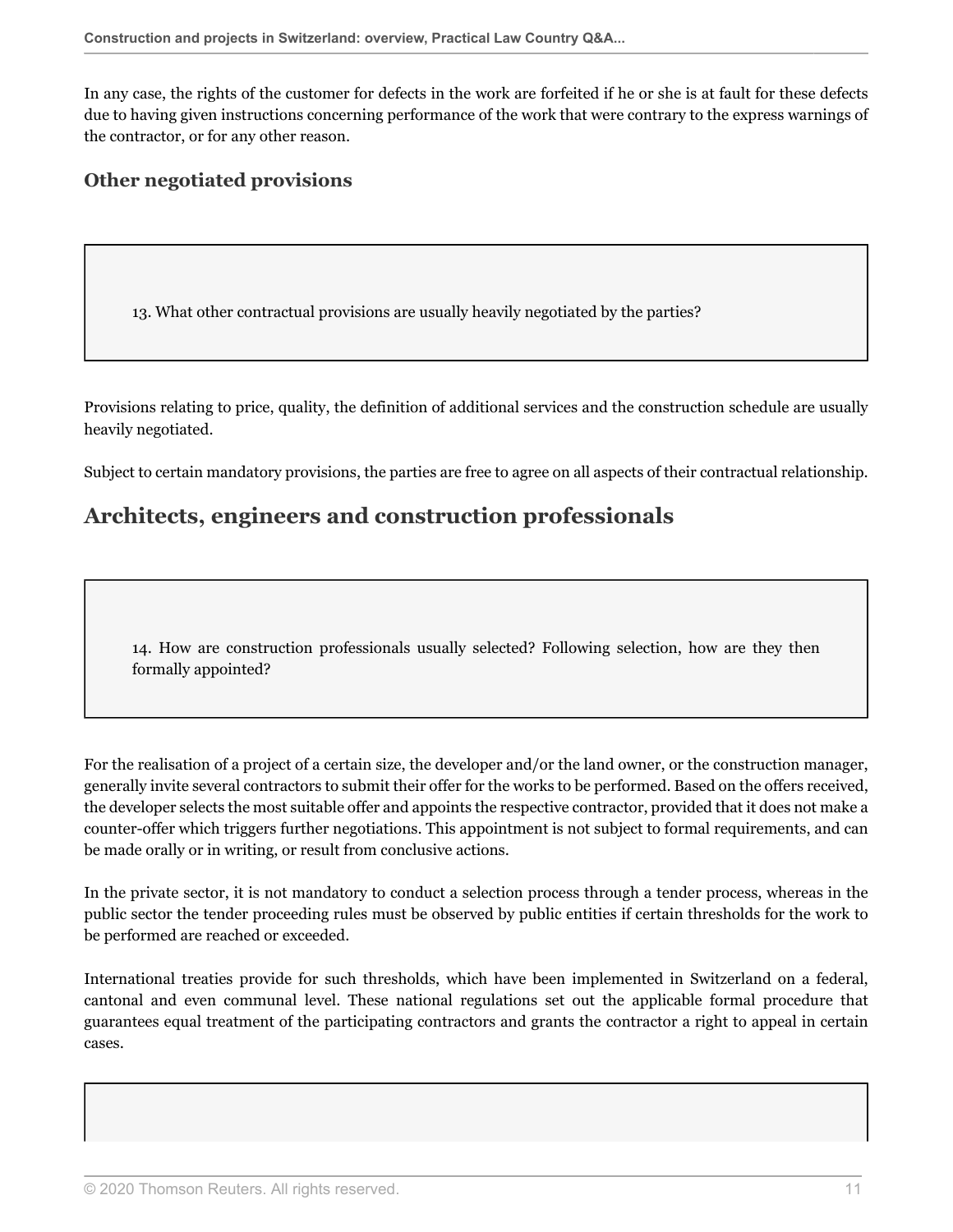In any case, the rights of the customer for defects in the work are forfeited if he or she is at fault for these defects due to having given instructions concerning performance of the work that were contrary to the express warnings of the contractor, or for any other reason.

### Other negotiated provisions

> 13. What other contractual provisions are usually heavily negotiated by the parties?

Provisions relating to price, quality, the definition of additional services and the construction schedule are usually heavily negotiated.

Subject to certain mandatory provisions, the parties are free to agree on all aspects of their contractual relationship.

## Architects, engineers and construction professionals

> 14. How are construction professionals usually selected? Following selection, how are they then formally appointed?

For the realisation of a project of a certain size, the developer and/or the land owner, or the construction manager, generally invite several contractors to submit their offer for the works to be performed. Based on the offers received, the developer selects the most suitable offer and appoints the respective contractor, provided that it does not make a counter-offer which triggers further negotiations. This appointment is not subject to formal requirements, and can be made orally or in writing, or result from conclusive actions.

In the private sector, it is not mandatory to conduct a selection process through a tender process, whereas in the public sector the tender proceeding rules must be observed by public entities if certain thresholds for the work to be performed are reached or exceeded.

International treaties provide for such thresholds, which have been implemented in Switzerland on a federal, cantonal and even communal level. These national regulations set out the applicable formal procedure that guarantees equal treatment of the participating contractors and grants the contractor a right to appeal in certain cases.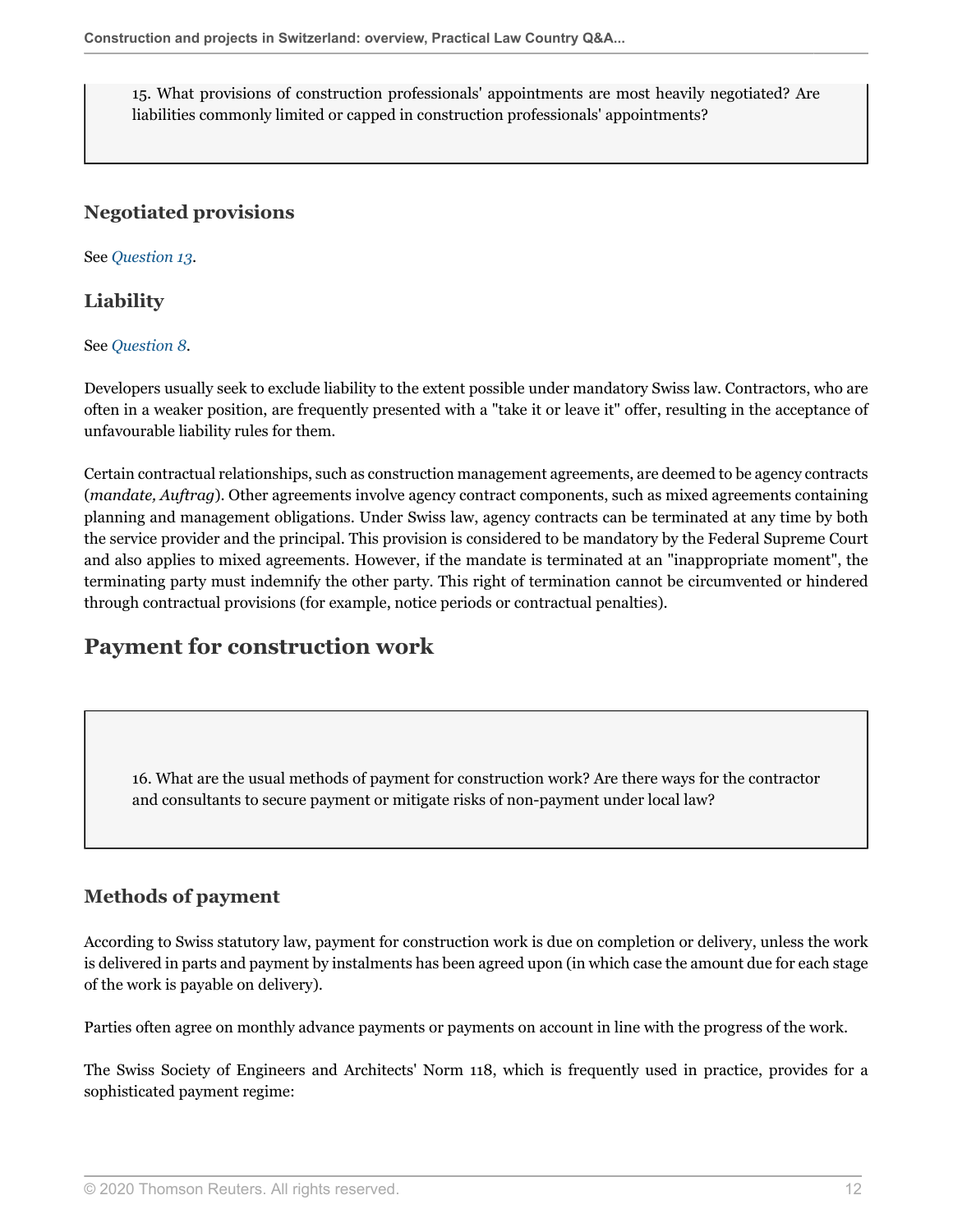15. What provisions of construction professionals' appointments are most heavily negotiated? Are liabilities commonly limited or capped in construction professionals' appointments?

### Negotiated provisions

See *Question 13*.

### Liability

See *Question 8*.

Developers usually seek to exclude liability to the extent possible under mandatory Swiss law. Contractors, who are often in a weaker position, are frequently presented with a "take it or leave it" offer, resulting in the acceptance of unfavourable liability rules for them.

Certain contractual relationships, such as construction management agreements, are deemed to be agency contracts (*mandate, Auftrag*). Other agreements involve agency contract components, such as mixed agreements containing planning and management obligations. Under Swiss law, agency contracts can be terminated at any time by both the service provider and the principal. This provision is considered to be mandatory by the Federal Supreme Court and also applies to mixed agreements. However, if the mandate is terminated at an "inappropriate moment", the terminating party must indemnify the other party. This right of termination cannot be circumvented or hindered through contractual provisions (for example, notice periods or contractual penalties).

## Payment for construction work

16. What are the usual methods of payment for construction work? Are there ways for the contractor and consultants to secure payment or mitigate risks of non-payment under local law?

### Methods of payment

According to Swiss statutory law, payment for construction work is due on completion or delivery, unless the work is delivered in parts and payment by instalments has been agreed upon (in which case the amount due for each stage of the work is payable on delivery).

Parties often agree on monthly advance payments or payments on account in line with the progress of the work.

The Swiss Society of Engineers and Architects' Norm 118, which is frequently used in practice, provides for a sophisticated payment regime: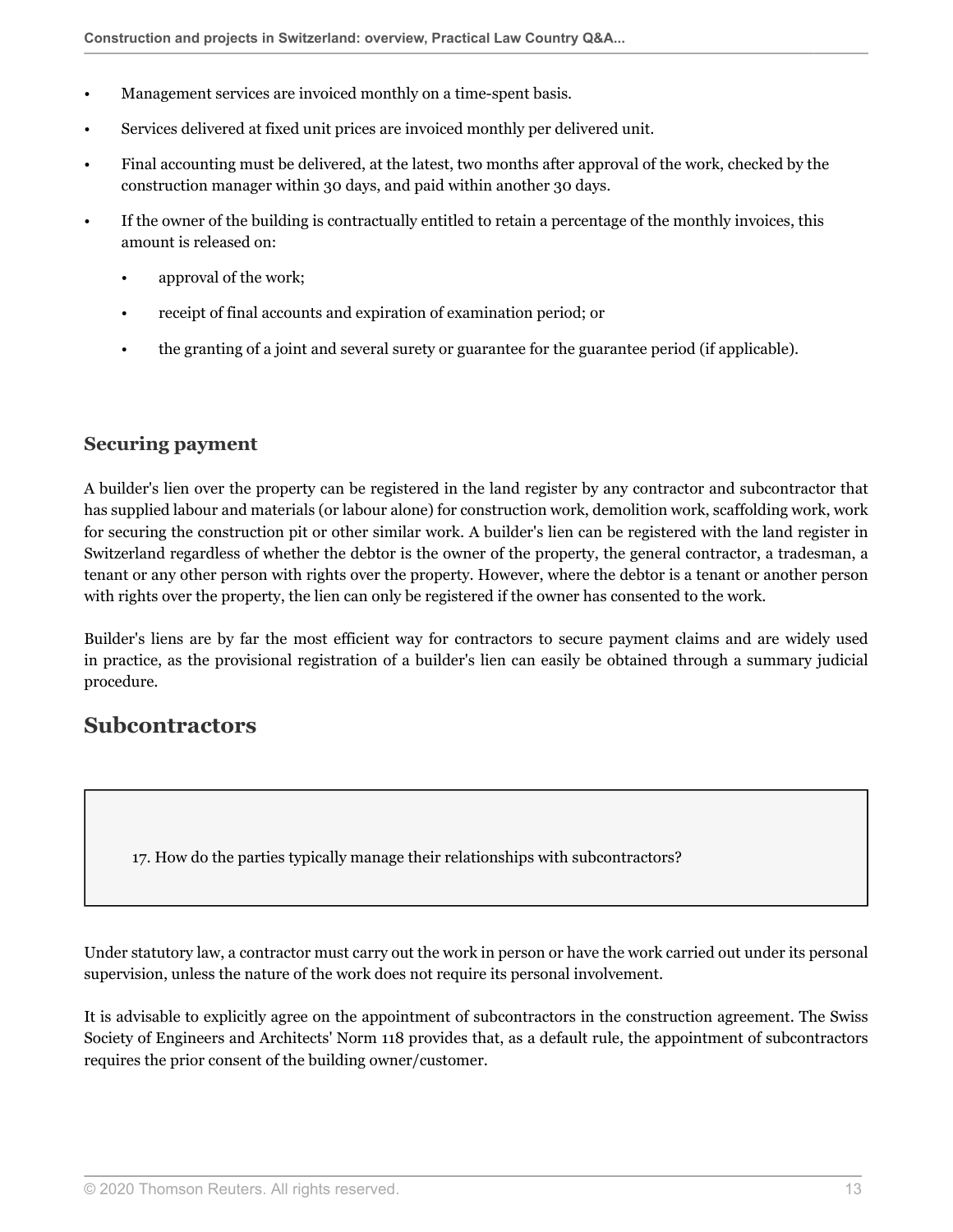- Management services are invoiced monthly on a time-spent basis.
- Services delivered at fixed unit prices are invoiced monthly per delivered unit.
- Final accounting must be delivered, at the latest, two months after approval of the work, checked by the construction manager within 30 days, and paid within another 30 days.
- If the owner of the building is contractually entitled to retain a percentage of the monthly invoices, this amount is released on:
  - approval of the work;
  - receipt of final accounts and expiration of examination period; or
  - the granting of a joint and several surety or guarantee for the guarantee period (if applicable).

### Securing payment

A builder's lien over the property can be registered in the land register by any contractor and subcontractor that has supplied labour and materials (or labour alone) for construction work, demolition work, scaffolding work, work for securing the construction pit or other similar work. A builder's lien can be registered with the land register in Switzerland regardless of whether the debtor is the owner of the property, the general contractor, a tradesman, a tenant or any other person with rights over the property. However, where the debtor is a tenant or another person with rights over the property, the lien can only be registered if the owner has consented to the work.

Builder's liens are by far the most efficient way for contractors to secure payment claims and are widely used in practice, as the provisional registration of a builder's lien can easily be obtained through a summary judicial procedure.

## Subcontractors

17. How do the parties typically manage their relationships with subcontractors?

Under statutory law, a contractor must carry out the work in person or have the work carried out under its personal supervision, unless the nature of the work does not require its personal involvement.

It is advisable to explicitly agree on the appointment of subcontractors in the construction agreement. The Swiss Society of Engineers and Architects' Norm 118 provides that, as a default rule, the appointment of subcontractors requires the prior consent of the building owner/customer.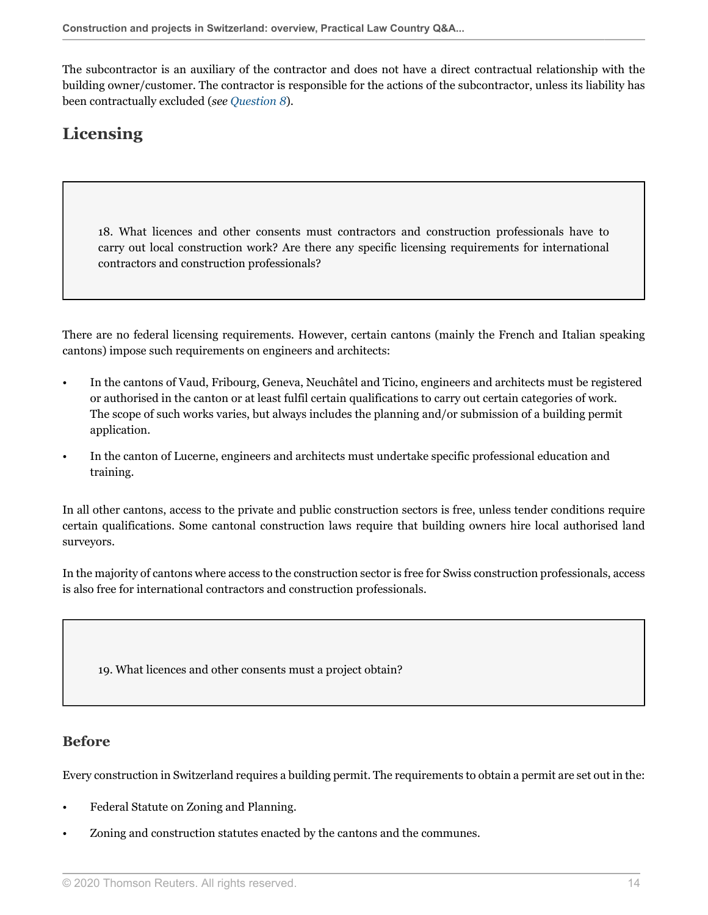The subcontractor is an auxiliary of the contractor and does not have a direct contractual relationship with the building owner/customer. The contractor is responsible for the actions of the subcontractor, unless its liability has been contractually excluded (*see Question 8*).

## Licensing

18. What licences and other consents must contractors and construction professionals have to carry out local construction work? Are there any specific licensing requirements for international contractors and construction professionals?

There are no federal licensing requirements. However, certain cantons (mainly the French and Italian speaking cantons) impose such requirements on engineers and architects:

- In the cantons of Vaud, Fribourg, Geneva, Neuchâtel and Ticino, engineers and architects must be registered or authorised in the canton or at least fulfil certain qualifications to carry out certain categories of work. The scope of such works varies, but always includes the planning and/or submission of a building permit application.
- In the canton of Lucerne, engineers and architects must undertake specific professional education and training.

In all other cantons, access to the private and public construction sectors is free, unless tender conditions require certain qualifications. Some cantonal construction laws require that building owners hire local authorised land surveyors.

In the majority of cantons where access to the construction sector is free for Swiss construction professionals, access is also free for international contractors and construction professionals.

19. What licences and other consents must a project obtain?

### Before

Every construction in Switzerland requires a building permit. The requirements to obtain a permit are set out in the:

- Federal Statute on Zoning and Planning.
- Zoning and construction statutes enacted by the cantons and the communes.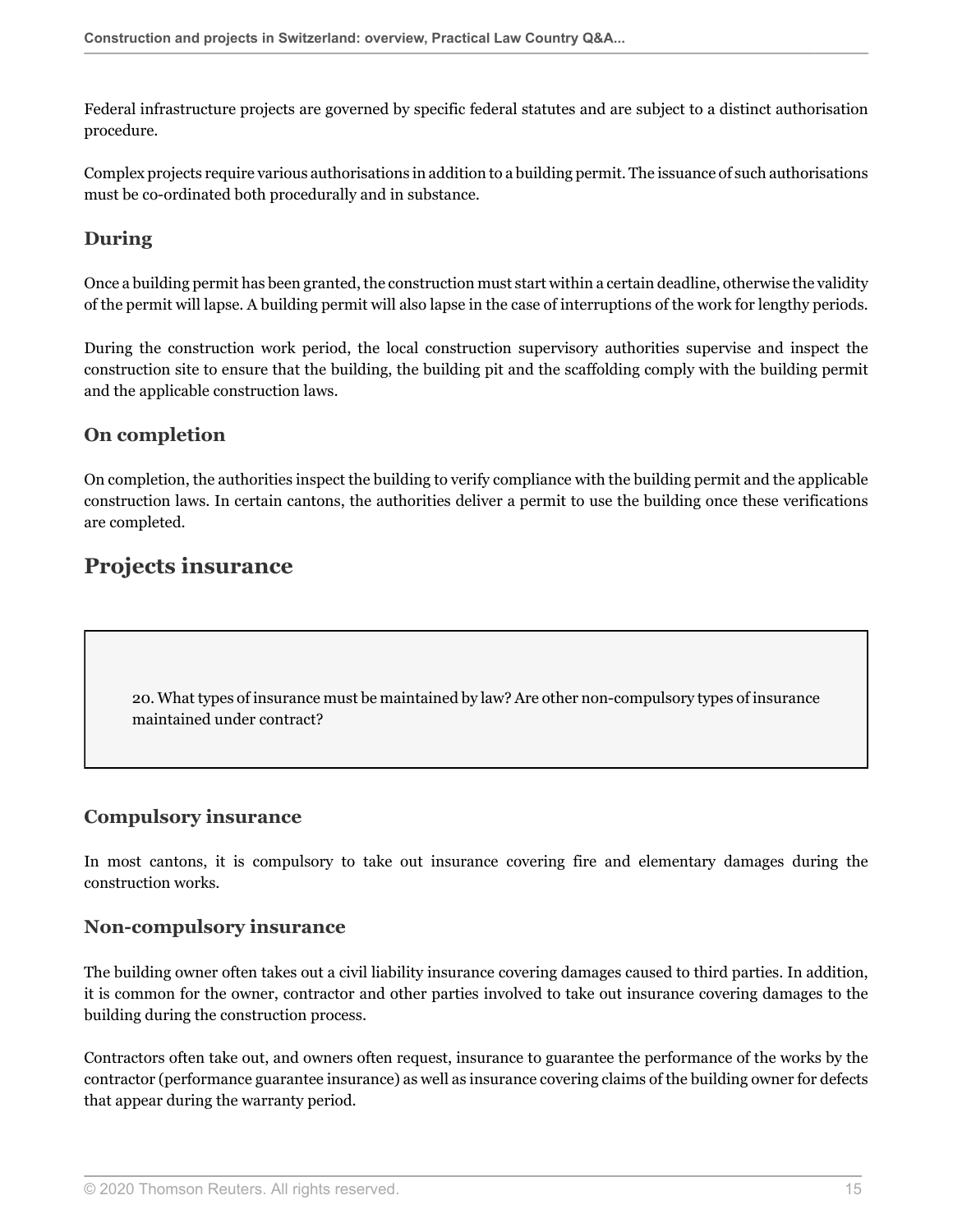Federal infrastructure projects are governed by specific federal statutes and are subject to a distinct authorisation procedure.

Complex projects require various authorisations in addition to a building permit. The issuance of such authorisations must be co-ordinated both procedurally and in substance.

### During

Once a building permit has been granted, the construction must start within a certain deadline, otherwise the validity of the permit will lapse. A building permit will also lapse in the case of interruptions of the work for lengthy periods.

During the construction work period, the local construction supervisory authorities supervise and inspect the construction site to ensure that the building, the building pit and the scaffolding comply with the building permit and the applicable construction laws.

### On completion

On completion, the authorities inspect the building to verify compliance with the building permit and the applicable construction laws. In certain cantons, the authorities deliver a permit to use the building once these verifications are completed.

## Projects insurance

> 20. What types of insurance must be maintained by law? Are other non-compulsory types of insurance maintained under contract?

### Compulsory insurance

In most cantons, it is compulsory to take out insurance covering fire and elementary damages during the construction works.

### Non-compulsory insurance

The building owner often takes out a civil liability insurance covering damages caused to third parties. In addition, it is common for the owner, contractor and other parties involved to take out insurance covering damages to the building during the construction process.

Contractors often take out, and owners often request, insurance to guarantee the performance of the works by the contractor (performance guarantee insurance) as well as insurance covering claims of the building owner for defects that appear during the warranty period.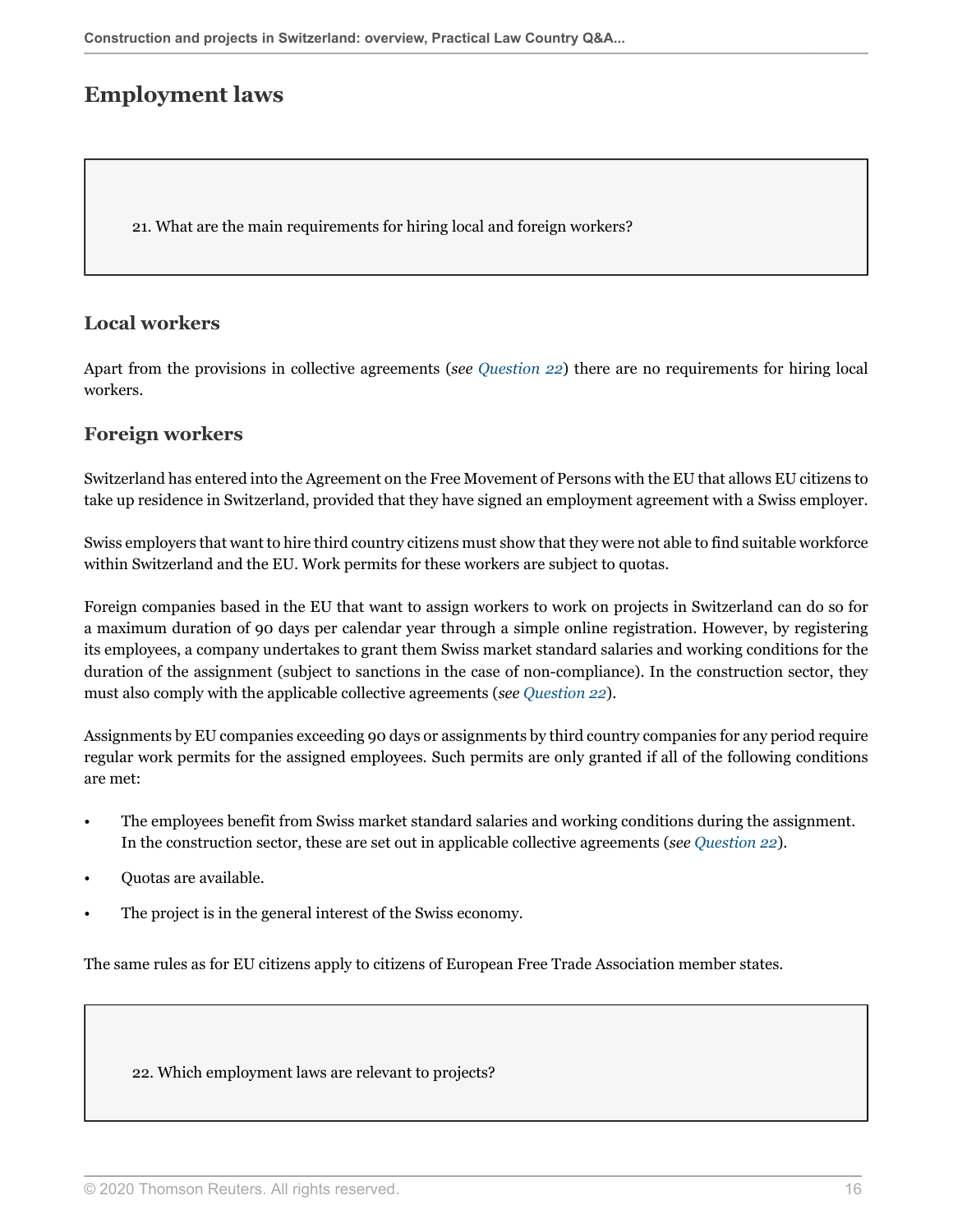## Employment laws

21. What are the main requirements for hiring local and foreign workers?

### Local workers

Apart from the provisions in collective agreements (*see Question 22*) there are no requirements for hiring local workers.

### Foreign workers

Switzerland has entered into the Agreement on the Free Movement of Persons with the EU that allows EU citizens to take up residence in Switzerland, provided that they have signed an employment agreement with a Swiss employer.

Swiss employers that want to hire third country citizens must show that they were not able to find suitable workforce within Switzerland and the EU. Work permits for these workers are subject to quotas.

Foreign companies based in the EU that want to assign workers to work on projects in Switzerland can do so for a maximum duration of 90 days per calendar year through a simple online registration. However, by registering its employees, a company undertakes to grant them Swiss market standard salaries and working conditions for the duration of the assignment (subject to sanctions in the case of non-compliance). In the construction sector, they must also comply with the applicable collective agreements (*see Question 22*).

Assignments by EU companies exceeding 90 days or assignments by third country companies for any period require regular work permits for the assigned employees. Such permits are only granted if all of the following conditions are met:

- The employees benefit from Swiss market standard salaries and working conditions during the assignment. In the construction sector, these are set out in applicable collective agreements (*see Question 22*).
- Quotas are available.
- The project is in the general interest of the Swiss economy.

The same rules as for EU citizens apply to citizens of European Free Trade Association member states.

22. Which employment laws are relevant to projects?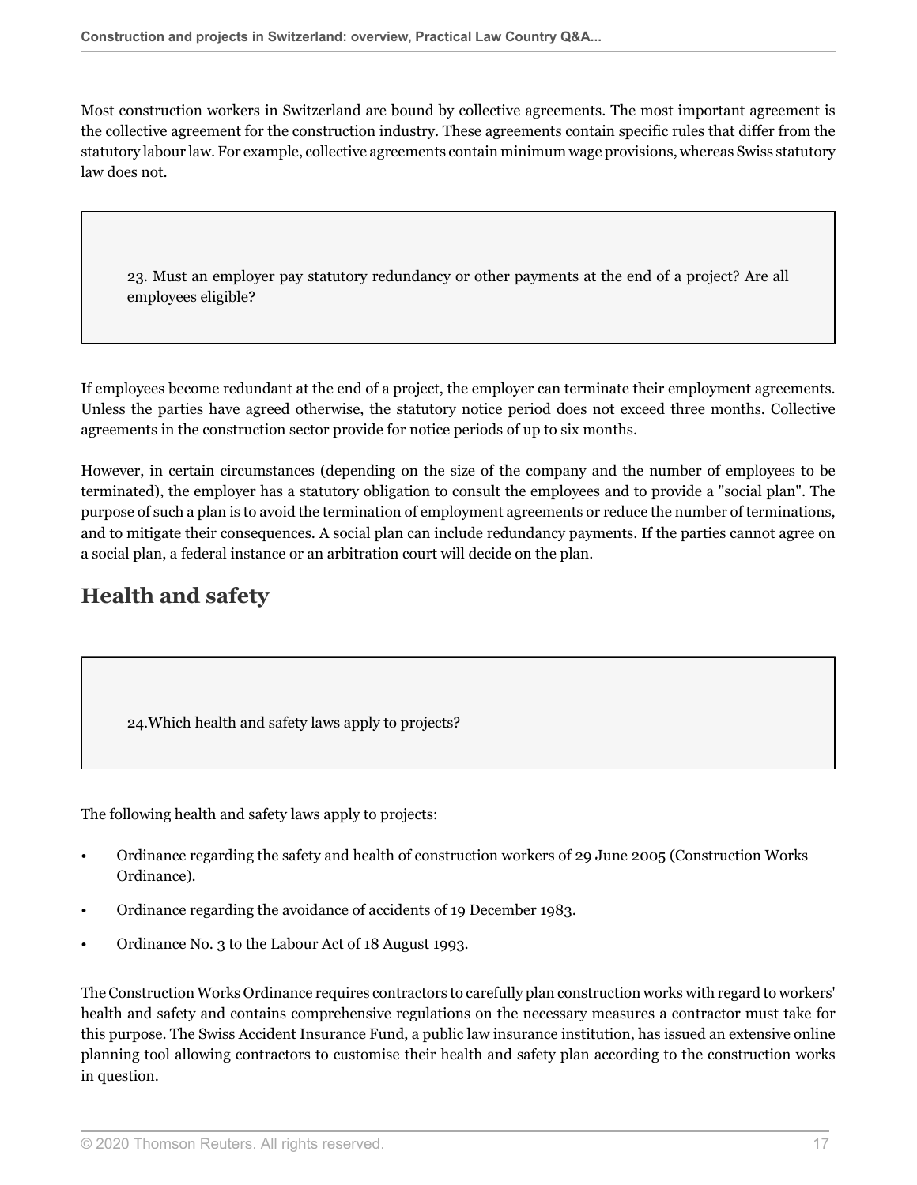Most construction workers in Switzerland are bound by collective agreements. The most important agreement is the collective agreement for the construction industry. These agreements contain specific rules that differ from the statutory labour law. For example, collective agreements contain minimum wage provisions, whereas Swiss statutory law does not.

### 23. Must an employer pay statutory redundancy or other payments at the end of a project? Are all employees eligible?

If employees become redundant at the end of a project, the employer can terminate their employment agreements. Unless the parties have agreed otherwise, the statutory notice period does not exceed three months. Collective agreements in the construction sector provide for notice periods of up to six months.

However, in certain circumstances (depending on the size of the company and the number of employees to be terminated), the employer has a statutory obligation to consult the employees and to provide a "social plan". The purpose of such a plan is to avoid the termination of employment agreements or reduce the number of terminations, and to mitigate their consequences. A social plan can include redundancy payments. If the parties cannot agree on a social plan, a federal instance or an arbitration court will decide on the plan.

## Health and safety

### 24.Which health and safety laws apply to projects?

The following health and safety laws apply to projects:

- Ordinance regarding the safety and health of construction workers of 29 June 2005 (Construction Works Ordinance).
- Ordinance regarding the avoidance of accidents of 19 December 1983.
- Ordinance No. 3 to the Labour Act of 18 August 1993.

The Construction Works Ordinance requires contractors to carefully plan construction works with regard to workers' health and safety and contains comprehensive regulations on the necessary measures a contractor must take for this purpose. The Swiss Accident Insurance Fund, a public law insurance institution, has issued an extensive online planning tool allowing contractors to customise their health and safety plan according to the construction works in question.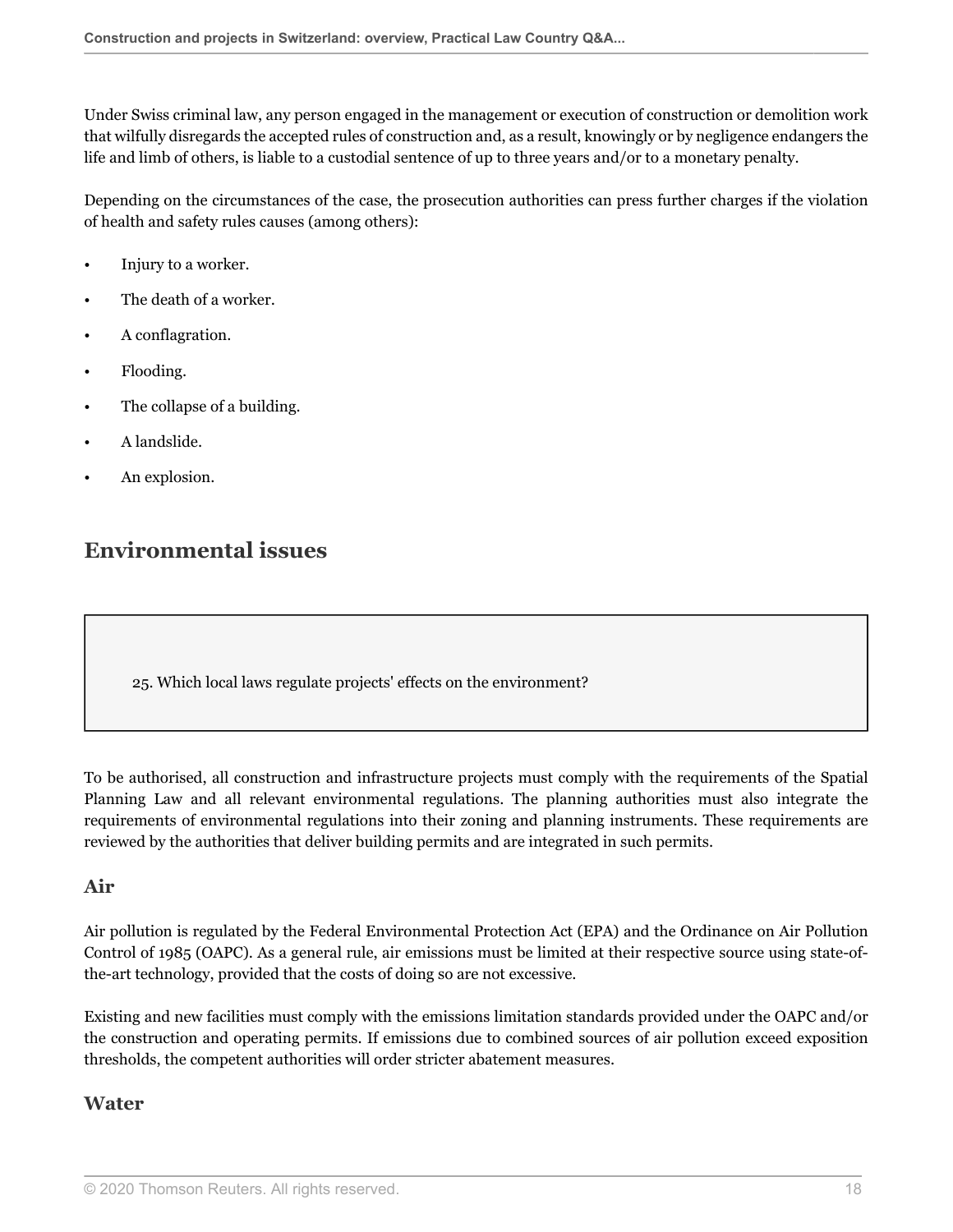Under Swiss criminal law, any person engaged in the management or execution of construction or demolition work that wilfully disregards the accepted rules of construction and, as a result, knowingly or by negligence endangers the life and limb of others, is liable to a custodial sentence of up to three years and/or to a monetary penalty.

Depending on the circumstances of the case, the prosecution authorities can press further charges if the violation of health and safety rules causes (among others):

- Injury to a worker.
- The death of a worker.
- A conflagration.
- Flooding.
- The collapse of a building.
- A landslide.
- An explosion.

## Environmental issues

25. Which local laws regulate projects' effects on the environment?

To be authorised, all construction and infrastructure projects must comply with the requirements of the Spatial Planning Law and all relevant environmental regulations. The planning authorities must also integrate the requirements of environmental regulations into their zoning and planning instruments. These requirements are reviewed by the authorities that deliver building permits and are integrated in such permits.

### Air

Air pollution is regulated by the Federal Environmental Protection Act (EPA) and the Ordinance on Air Pollution Control of 1985 (OAPC). As a general rule, air emissions must be limited at their respective source using state-of-the-art technology, provided that the costs of doing so are not excessive.

Existing and new facilities must comply with the emissions limitation standards provided under the OAPC and/or the construction and operating permits. If emissions due to combined sources of air pollution exceed exposition thresholds, the competent authorities will order stricter abatement measures.

### Water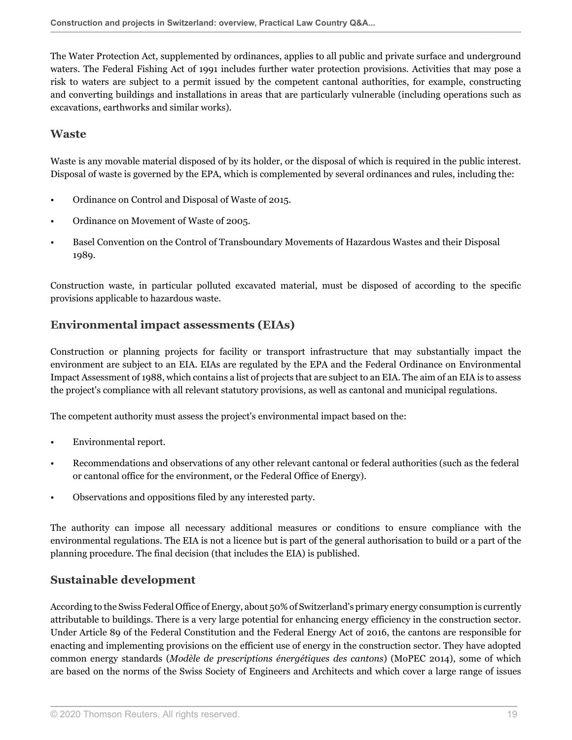The Water Protection Act, supplemented by ordinances, applies to all public and private surface and underground waters. The Federal Fishing Act of 1991 includes further water protection provisions. Activities that may pose a risk to waters are subject to a permit issued by the competent cantonal authorities, for example, constructing and converting buildings and installations in areas that are particularly vulnerable (including operations such as excavations, earthworks and similar works).

### Waste

Waste is any movable material disposed of by its holder, or the disposal of which is required in the public interest. Disposal of waste is governed by the EPA, which is complemented by several ordinances and rules, including the:

- Ordinance on Control and Disposal of Waste of 2015.
- Ordinance on Movement of Waste of 2005.
- Basel Convention on the Control of Transboundary Movements of Hazardous Wastes and their Disposal 1989.

Construction waste, in particular polluted excavated material, must be disposed of according to the specific provisions applicable to hazardous waste.

### Environmental impact assessments (EIAs)

Construction or planning projects for facility or transport infrastructure that may substantially impact the environment are subject to an EIA. EIAs are regulated by the EPA and the Federal Ordinance on Environmental Impact Assessment of 1988, which contains a list of projects that are subject to an EIA. The aim of an EIA is to assess the project's compliance with all relevant statutory provisions, as well as cantonal and municipal regulations.

The competent authority must assess the project's environmental impact based on the:

- Environmental report.
- Recommendations and observations of any other relevant cantonal or federal authorities (such as the federal or cantonal office for the environment, or the Federal Office of Energy).
- Observations and oppositions filed by any interested party.

The authority can impose all necessary additional measures or conditions to ensure compliance with the environmental regulations. The EIA is not a licence but is part of the general authorisation to build or a part of the planning procedure. The final decision (that includes the EIA) is published.

### Sustainable development

According to the Swiss Federal Office of Energy, about 50% of Switzerland's primary energy consumption is currently attributable to buildings. There is a very large potential for enhancing energy efficiency in the construction sector. Under Article 89 of the Federal Constitution and the Federal Energy Act of 2016, the cantons are responsible for enacting and implementing provisions on the efficient use of energy in the construction sector. They have adopted common energy standards (*Modèle de prescriptions énergétiques des cantons*) (MoPEC 2014), some of which are based on the norms of the Swiss Society of Engineers and Architects and which cover a large range of issues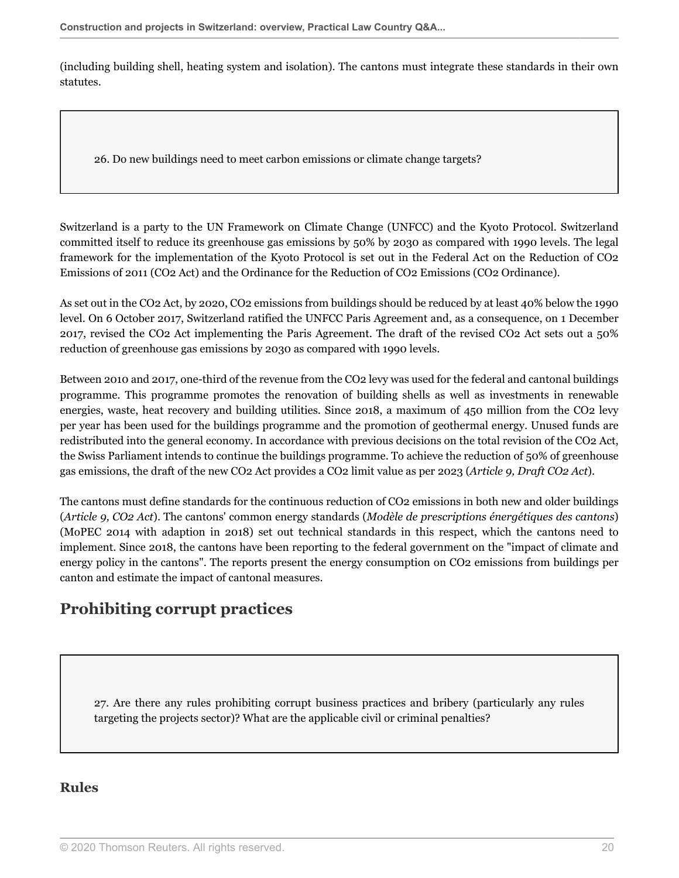(including building shell, heating system and isolation). The cantons must integrate these standards in their own statutes.

26. Do new buildings need to meet carbon emissions or climate change targets?

Switzerland is a party to the UN Framework on Climate Change (UNFCC) and the Kyoto Protocol. Switzerland committed itself to reduce its greenhouse gas emissions by 50% by 2030 as compared with 1990 levels. The legal framework for the implementation of the Kyoto Protocol is set out in the Federal Act on the Reduction of $CO_2$ Emissions of 2011 ($CO_2$ Act) and the Ordinance for the Reduction of $CO_2$ Emissions ($CO_2$ Ordinance).

As set out in the $CO_2$ Act, by 2020, $CO_2$ emissions from buildings should be reduced by at least 40% below the 1990 level. On 6 October 2017, Switzerland ratified the UNFCC Paris Agreement and, as a consequence, on 1 December 2017, revised the $CO_2$ Act implementing the Paris Agreement. The draft of the revised $CO_2$ Act sets out a 50% reduction of greenhouse gas emissions by 2030 as compared with 1990 levels.

Between 2010 and 2017, one-third of the revenue from the $CO_2$ levy was used for the federal and cantonal buildings programme. This programme promotes the renovation of building shells as well as investments in renewable energies, waste, heat recovery and building utilities. Since 2018, a maximum of 450 million from the $CO_2$ levy per year has been used for the buildings programme and the promotion of geothermal energy. Unused funds are redistributed into the general economy. In accordance with previous decisions on the total revision of the $CO_2$ Act, the Swiss Parliament intends to continue the buildings programme. To achieve the reduction of 50% of greenhouse gas emissions, the draft of the new $CO_2$ Act provides a $CO_2$ limit value as per 2023 (*Article 9, Draft $CO_2$ Act*).

The cantons must define standards for the continuous reduction of $CO_2$ emissions in both new and older buildings (*Article 9, $CO_2$ Act*). The cantons' common energy standards (*Modèle de prescriptions énergétiques des cantons*) (MoPEC 2014 with adaption in 2018) set out technical standards in this respect, which the cantons need to implement. Since 2018, the cantons have been reporting to the federal government on the "impact of climate and energy policy in the cantons". The reports present the energy consumption on $CO_2$ emissions from buildings per canton and estimate the impact of cantonal measures.

## Prohibiting corrupt practices

27. Are there any rules prohibiting corrupt business practices and bribery (particularly any rules targeting the projects sector)? What are the applicable civil or criminal penalties?

### Rules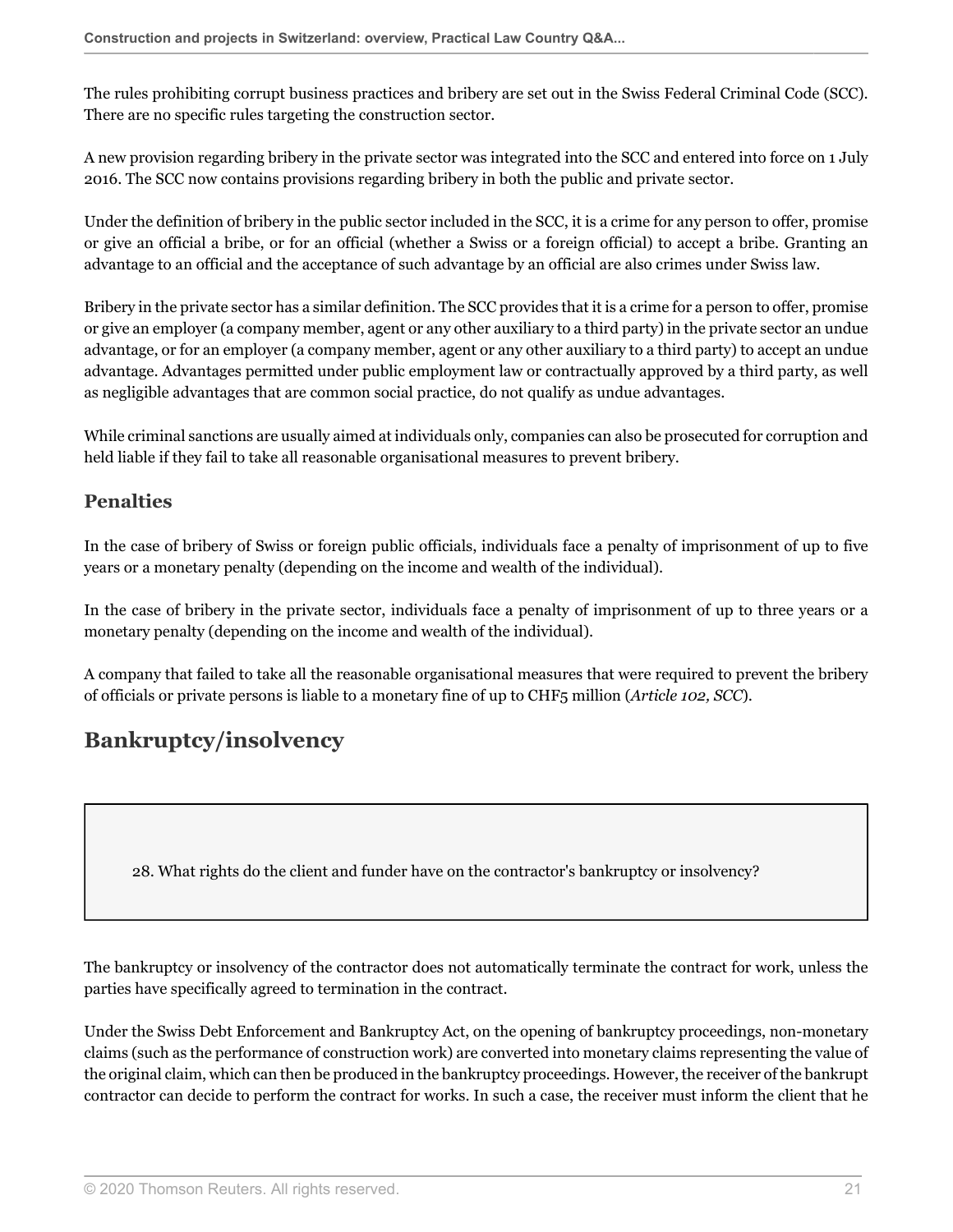The rules prohibiting corrupt business practices and bribery are set out in the Swiss Federal Criminal Code (SCC). There are no specific rules targeting the construction sector.

A new provision regarding bribery in the private sector was integrated into the SCC and entered into force on 1 July 2016. The SCC now contains provisions regarding bribery in both the public and private sector.

Under the definition of bribery in the public sector included in the SCC, it is a crime for any person to offer, promise or give an official a bribe, or for an official (whether a Swiss or a foreign official) to accept a bribe. Granting an advantage to an official and the acceptance of such advantage by an official are also crimes under Swiss law.

Bribery in the private sector has a similar definition. The SCC provides that it is a crime for a person to offer, promise or give an employer (a company member, agent or any other auxiliary to a third party) in the private sector an undue advantage, or for an employer (a company member, agent or any other auxiliary to a third party) to accept an undue advantage. Advantages permitted under public employment law or contractually approved by a third party, as well as negligible advantages that are common social practice, do not qualify as undue advantages.

While criminal sanctions are usually aimed at individuals only, companies can also be prosecuted for corruption and held liable if they fail to take all reasonable organisational measures to prevent bribery.

### Penalties

In the case of bribery of Swiss or foreign public officials, individuals face a penalty of imprisonment of up to five years or a monetary penalty (depending on the income and wealth of the individual).

In the case of bribery in the private sector, individuals face a penalty of imprisonment of up to three years or a monetary penalty (depending on the income and wealth of the individual).

A company that failed to take all the reasonable organisational measures that were required to prevent the bribery of officials or private persons is liable to a monetary fine of up to CHF5 million (*Article 102, SCC*).

## Bankruptcy/insolvency

28. What rights do the client and funder have on the contractor's bankruptcy or insolvency?

The bankruptcy or insolvency of the contractor does not automatically terminate the contract for work, unless the parties have specifically agreed to termination in the contract.

Under the Swiss Debt Enforcement and Bankruptcy Act, on the opening of bankruptcy proceedings, non-monetary claims (such as the performance of construction work) are converted into monetary claims representing the value of the original claim, which can then be produced in the bankruptcy proceedings. However, the receiver of the bankrupt contractor can decide to perform the contract for works. In such a case, the receiver must inform the client that he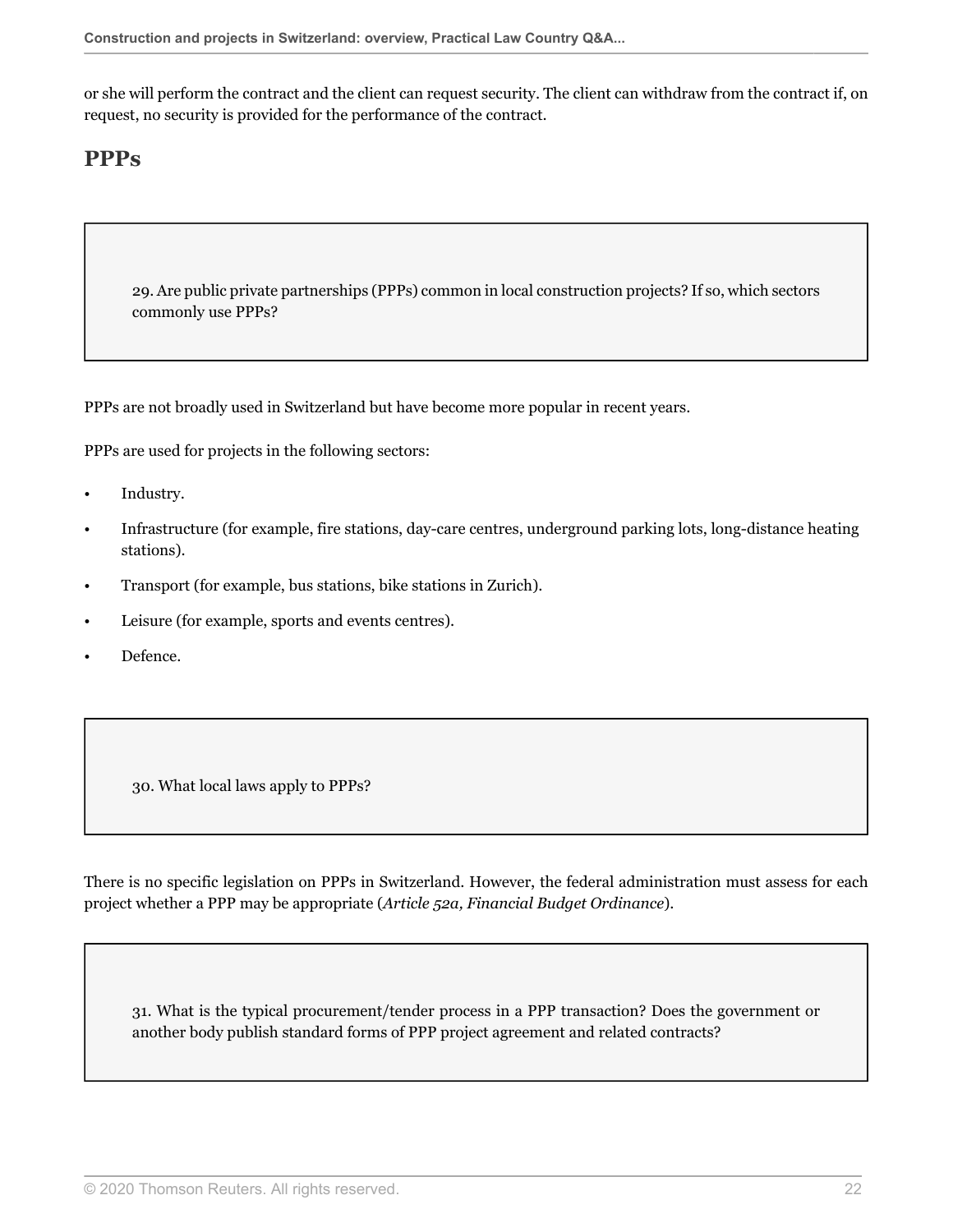or she will perform the contract and the client can request security. The client can withdraw from the contract if, on request, no security is provided for the performance of the contract.

## PPPs

29. Are public private partnerships (PPPs) common in local construction projects? If so, which sectors commonly use PPPs?

PPPs are not broadly used in Switzerland but have become more popular in recent years.

PPPs are used for projects in the following sectors:

- Industry.
- Infrastructure (for example, fire stations, day-care centres, underground parking lots, long-distance heating stations).
- Transport (for example, bus stations, bike stations in Zurich).
- Leisure (for example, sports and events centres).
- Defence.

30. What local laws apply to PPPs?

There is no specific legislation on PPPs in Switzerland. However, the federal administration must assess for each project whether a PPP may be appropriate (*Article 52a, Financial Budget Ordinance*).

31. What is the typical procurement/tender process in a PPP transaction? Does the government or another body publish standard forms of PPP project agreement and related contracts?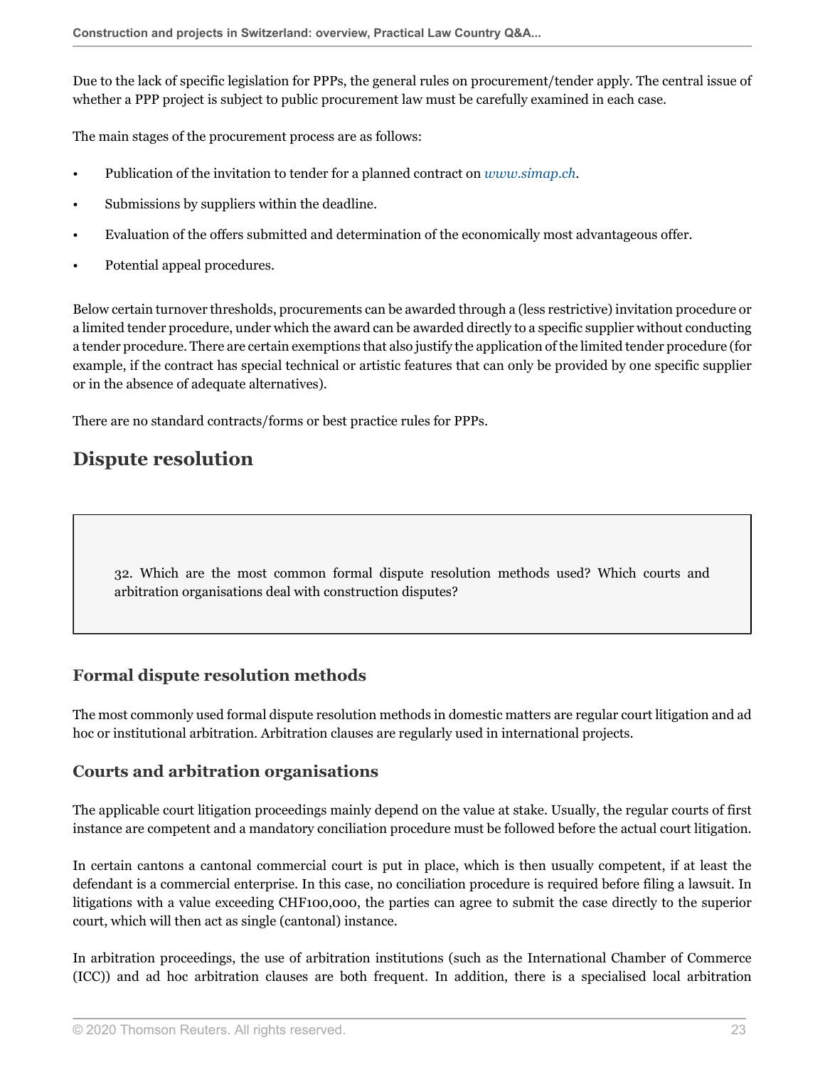Due to the lack of specific legislation for PPPs, the general rules on procurement/tender apply. The central issue of whether a PPP project is subject to public procurement law must be carefully examined in each case.

The main stages of the procurement process are as follows:

- Publication of the invitation to tender for a planned contract on *www.simap.ch*.
- Submissions by suppliers within the deadline.
- Evaluation of the offers submitted and determination of the economically most advantageous offer.
- Potential appeal procedures.

Below certain turnover thresholds, procurements can be awarded through a (less restrictive) invitation procedure or a limited tender procedure, under which the award can be awarded directly to a specific supplier without conducting a tender procedure. There are certain exemptions that also justify the application of the limited tender procedure (for example, if the contract has special technical or artistic features that can only be provided by one specific supplier or in the absence of adequate alternatives).

There are no standard contracts/forms or best practice rules for PPPs.

## Dispute resolution

32. Which are the most common formal dispute resolution methods used? Which courts and arbitration organisations deal with construction disputes?

### Formal dispute resolution methods

The most commonly used formal dispute resolution methods in domestic matters are regular court litigation and ad hoc or institutional arbitration. Arbitration clauses are regularly used in international projects.

### Courts and arbitration organisations

The applicable court litigation proceedings mainly depend on the value at stake. Usually, the regular courts of first instance are competent and a mandatory conciliation procedure must be followed before the actual court litigation.

In certain cantons a cantonal commercial court is put in place, which is then usually competent, if at least the defendant is a commercial enterprise. In this case, no conciliation procedure is required before filing a lawsuit. In litigations with a value exceeding CHF100,000, the parties can agree to submit the case directly to the superior court, which will then act as single (cantonal) instance.

In arbitration proceedings, the use of arbitration institutions (such as the International Chamber of Commerce (ICC)) and ad hoc arbitration clauses are both frequent. In addition, there is a specialised local arbitration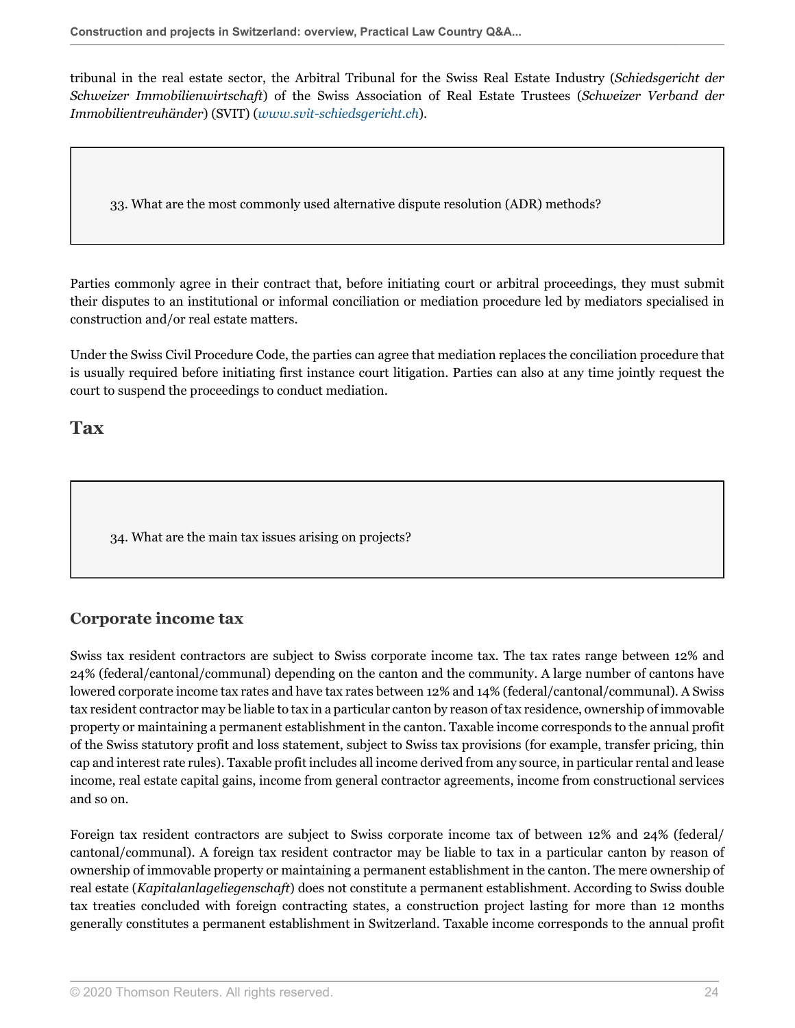tribunal in the real estate sector, the Arbitral Tribunal for the Swiss Real Estate Industry (*Schiedsgericht der Schweizer Immobilienwirtschaft*) of the Swiss Association of Real Estate Trustees (*Schweizer Verband der Immobilientreuhänder*) (SVIT) (*www.svit-schiedsgericht.ch*).

**33. What are the most commonly used alternative dispute resolution (ADR) methods?**

Parties commonly agree in their contract that, before initiating court or arbitral proceedings, they must submit their disputes to an institutional or informal conciliation or mediation procedure led by mediators specialised in construction and/or real estate matters.

Under the Swiss Civil Procedure Code, the parties can agree that mediation replaces the conciliation procedure that is usually required before initiating first instance court litigation. Parties can also at any time jointly request the court to suspend the proceedings to conduct mediation.

## Tax

**34. What are the main tax issues arising on projects?**

### Corporate income tax

Swiss tax resident contractors are subject to Swiss corporate income tax. The tax rates range between 12% and 24% (federal/cantonal/communal) depending on the canton and the community. A large number of cantons have lowered corporate income tax rates and have tax rates between 12% and 14% (federal/cantonal/communal). A Swiss tax resident contractor may be liable to tax in a particular canton by reason of tax residence, ownership of immovable property or maintaining a permanent establishment in the canton. Taxable income corresponds to the annual profit of the Swiss statutory profit and loss statement, subject to Swiss tax provisions (for example, transfer pricing, thin cap and interest rate rules). Taxable profit includes all income derived from any source, in particular rental and lease income, real estate capital gains, income from general contractor agreements, income from constructional services and so on.

Foreign tax resident contractors are subject to Swiss corporate income tax of between 12% and 24% (federal/cantonal/communal). A foreign tax resident contractor may be liable to tax in a particular canton by reason of ownership of immovable property or maintaining a permanent establishment in the canton. The mere ownership of real estate (*Kapitalanlageliegenschaft*) does not constitute a permanent establishment. According to Swiss double tax treaties concluded with foreign contracting states, a construction project lasting for more than 12 months generally constitutes a permanent establishment in Switzerland. Taxable income corresponds to the annual profit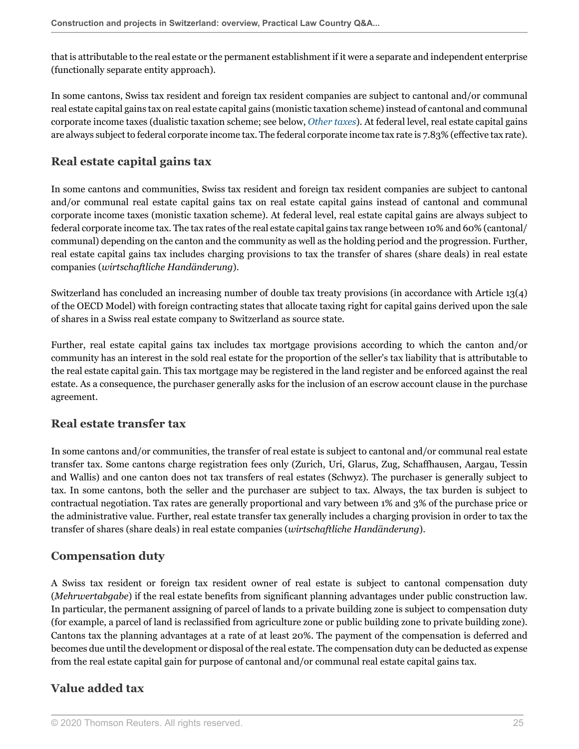that is attributable to the real estate or the permanent establishment if it were a separate and independent enterprise (functionally separate entity approach).

In some cantons, Swiss tax resident and foreign tax resident companies are subject to cantonal and/or communal real estate capital gains tax on real estate capital gains (monistic taxation scheme) instead of cantonal and communal corporate income taxes (dualistic taxation scheme; see below, *Other taxes*). At federal level, real estate capital gains are always subject to federal corporate income tax. The federal corporate income tax rate is 7.83% (effective tax rate).

## Real estate capital gains tax

In some cantons and communities, Swiss tax resident and foreign tax resident companies are subject to cantonal and/or communal real estate capital gains tax on real estate capital gains instead of cantonal and communal corporate income taxes (monistic taxation scheme). At federal level, real estate capital gains are always subject to federal corporate income tax. The tax rates of the real estate capital gains tax range between 10% and 60% (cantonal/communal) depending on the canton and the community as well as the holding period and the progression. Further, real estate capital gains tax includes charging provisions to tax the transfer of shares (share deals) in real estate companies (*wirtschaftliche Handänderung*).

Switzerland has concluded an increasing number of double tax treaty provisions (in accordance with Article 13(4) of the OECD Model) with foreign contracting states that allocate taxing right for capital gains derived upon the sale of shares in a Swiss real estate company to Switzerland as source state.

Further, real estate capital gains tax includes tax mortgage provisions according to which the canton and/or community has an interest in the sold real estate for the proportion of the seller's tax liability that is attributable to the real estate capital gain. This tax mortgage may be registered in the land register and be enforced against the real estate. As a consequence, the purchaser generally asks for the inclusion of an escrow account clause in the purchase agreement.

## Real estate transfer tax

In some cantons and/or communities, the transfer of real estate is subject to cantonal and/or communal real estate transfer tax. Some cantons charge registration fees only (Zurich, Uri, Glarus, Zug, Schaffhausen, Aargau, Tessin and Wallis) and one canton does not tax transfers of real estates (Schwyz). The purchaser is generally subject to tax. In some cantons, both the seller and the purchaser are subject to tax. Always, the tax burden is subject to contractual negotiation. Tax rates are generally proportional and vary between 1% and 3% of the purchase price or the administrative value. Further, real estate transfer tax generally includes a charging provision in order to tax the transfer of shares (share deals) in real estate companies (*wirtschaftliche Handänderung*).

## Compensation duty

A Swiss tax resident or foreign tax resident owner of real estate is subject to cantonal compensation duty (*Mehrwertabgabe*) if the real estate benefits from significant planning advantages under public construction law. In particular, the permanent assigning of parcel of lands to a private building zone is subject to compensation duty (for example, a parcel of land is reclassified from agriculture zone or public building zone to private building zone). Cantons tax the planning advantages at a rate of at least 20%. The payment of the compensation is deferred and becomes due until the development or disposal of the real estate. The compensation duty can be deducted as expense from the real estate capital gain for purpose of cantonal and/or communal real estate capital gains tax.

## Value added tax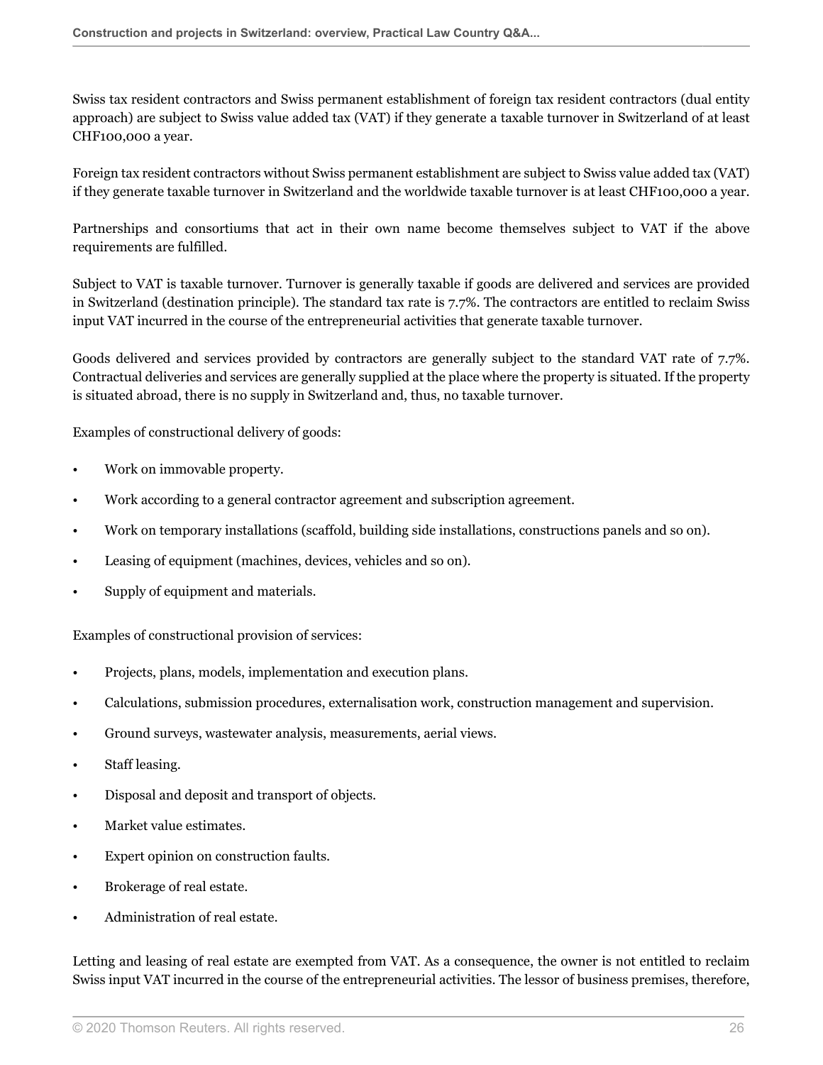Swiss tax resident contractors and Swiss permanent establishment of foreign tax resident contractors (dual entity approach) are subject to Swiss value added tax (VAT) if they generate a taxable turnover in Switzerland of at least CHF100,000 a year.

Foreign tax resident contractors without Swiss permanent establishment are subject to Swiss value added tax (VAT) if they generate taxable turnover in Switzerland and the worldwide taxable turnover is at least CHF100,000 a year.

Partnerships and consortiums that act in their own name become themselves subject to VAT if the above requirements are fulfilled.

Subject to VAT is taxable turnover. Turnover is generally taxable if goods are delivered and services are provided in Switzerland (destination principle). The standard tax rate is 7.7%. The contractors are entitled to reclaim Swiss input VAT incurred in the course of the entrepreneurial activities that generate taxable turnover.

Goods delivered and services provided by contractors are generally subject to the standard VAT rate of 7.7%. Contractual deliveries and services are generally supplied at the place where the property is situated. If the property is situated abroad, there is no supply in Switzerland and, thus, no taxable turnover.

Examples of constructional delivery of goods:

- Work on immovable property.
- Work according to a general contractor agreement and subscription agreement.
- Work on temporary installations (scaffold, building side installations, constructions panels and so on).
- Leasing of equipment (machines, devices, vehicles and so on).
- Supply of equipment and materials.

Examples of constructional provision of services:

- Projects, plans, models, implementation and execution plans.
- Calculations, submission procedures, externalisation work, construction management and supervision.
- Ground surveys, wastewater analysis, measurements, aerial views.
- Staff leasing.
- Disposal and deposit and transport of objects.
- Market value estimates.
- Expert opinion on construction faults.
- Brokerage of real estate.
- Administration of real estate.

Letting and leasing of real estate are exempted from VAT. As a consequence, the owner is not entitled to reclaim Swiss input VAT incurred in the course of the entrepreneurial activities. The lessor of business premises, therefore,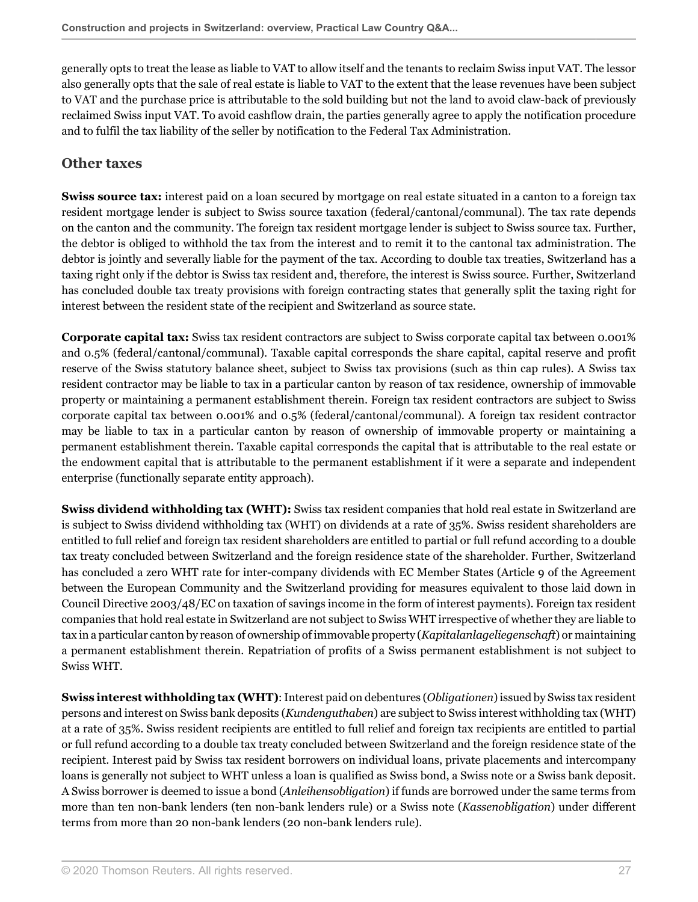generally opts to treat the lease as liable to VAT to allow itself and the tenants to reclaim Swiss input VAT. The lessor also generally opts that the sale of real estate is liable to VAT to the extent that the lease revenues have been subject to VAT and the purchase price is attributable to the sold building but not the land to avoid claw-back of previously reclaimed Swiss input VAT. To avoid cashflow drain, the parties generally agree to apply the notification procedure and to fulfil the tax liability of the seller by notification to the Federal Tax Administration.

## Other taxes

**Swiss source tax:** interest paid on a loan secured by mortgage on real estate situated in a canton to a foreign tax resident mortgage lender is subject to Swiss source taxation (federal/cantonal/communal). The tax rate depends on the canton and the community. The foreign tax resident mortgage lender is subject to Swiss source tax. Further, the debtor is obliged to withhold the tax from the interest and to remit it to the cantonal tax administration. The debtor is jointly and severally liable for the payment of the tax. According to double tax treaties, Switzerland has a taxing right only if the debtor is Swiss tax resident and, therefore, the interest is Swiss source. Further, Switzerland has concluded double tax treaty provisions with foreign contracting states that generally split the taxing right for interest between the resident state of the recipient and Switzerland as source state.

**Corporate capital tax:** Swiss tax resident contractors are subject to Swiss corporate capital tax between 0.001% and 0.5% (federal/cantonal/communal). Taxable capital corresponds the share capital, capital reserve and profit reserve of the Swiss statutory balance sheet, subject to Swiss tax provisions (such as thin cap rules). A Swiss tax resident contractor may be liable to tax in a particular canton by reason of tax residence, ownership of immovable property or maintaining a permanent establishment therein. Foreign tax resident contractors are subject to Swiss corporate capital tax between 0.001% and 0.5% (federal/cantonal/communal). A foreign tax resident contractor may be liable to tax in a particular canton by reason of ownership of immovable property or maintaining a permanent establishment therein. Taxable capital corresponds the capital that is attributable to the real estate or the endowment capital that is attributable to the permanent establishment if it were a separate and independent enterprise (functionally separate entity approach).

**Swiss dividend withholding tax (WHT):** Swiss tax resident companies that hold real estate in Switzerland are is subject to Swiss dividend withholding tax (WHT) on dividends at a rate of 35%. Swiss resident shareholders are entitled to full relief and foreign tax resident shareholders are entitled to partial or full refund according to a double tax treaty concluded between Switzerland and the foreign residence state of the shareholder. Further, Switzerland has concluded a zero WHT rate for inter-company dividends with EC Member States (Article 9 of the Agreement between the European Community and the Switzerland providing for measures equivalent to those laid down in Council Directive 2003/48/EC on taxation of savings income in the form of interest payments). Foreign tax resident companies that hold real estate in Switzerland are not subject to Swiss WHT irrespective of whether they are liable to tax in a particular canton by reason of ownership of immovable property (*Kapitalanlageliegenschaft*) or maintaining a permanent establishment therein. Repatriation of profits of a Swiss permanent establishment is not subject to Swiss WHT.

**Swiss interest withholding tax (WHT)**: Interest paid on debentures (*Obligationen*) issued by Swiss tax resident persons and interest on Swiss bank deposits (*Kundenguthaben*) are subject to Swiss interest withholding tax (WHT) at a rate of 35%. Swiss resident recipients are entitled to full relief and foreign tax recipients are entitled to partial or full refund according to a double tax treaty concluded between Switzerland and the foreign residence state of the recipient. Interest paid by Swiss tax resident borrowers on individual loans, private placements and intercompany loans is generally not subject to WHT unless a loan is qualified as Swiss bond, a Swiss note or a Swiss bank deposit. A Swiss borrower is deemed to issue a bond (*Anleihensobligation*) if funds are borrowed under the same terms from more than ten non-bank lenders (ten non-bank lenders rule) or a Swiss note (*Kassenobligation*) under different terms from more than 20 non-bank lenders (20 non-bank lenders rule).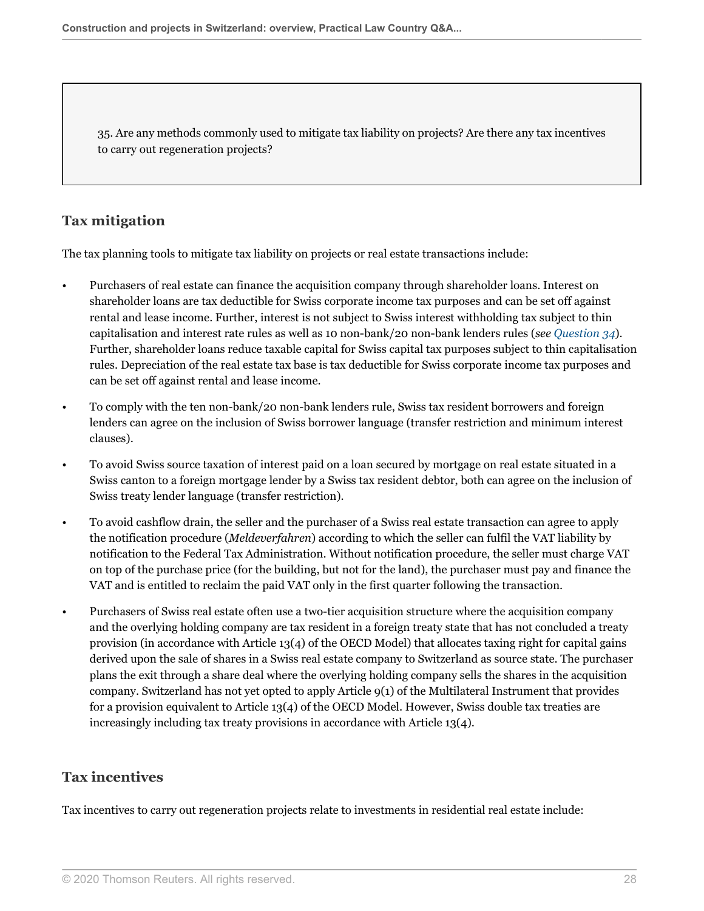35. Are any methods commonly used to mitigate tax liability on projects? Are there any tax incentives to carry out regeneration projects?

## Tax mitigation

The tax planning tools to mitigate tax liability on projects or real estate transactions include:

- Purchasers of real estate can finance the acquisition company through shareholder loans. Interest on shareholder loans are tax deductible for Swiss corporate income tax purposes and can be set off against rental and lease income. Further, interest is not subject to Swiss interest withholding tax subject to thin capitalisation and interest rate rules as well as 10 non-bank/20 non-bank lenders rules (*see Question 34*). Further, shareholder loans reduce taxable capital for Swiss capital tax purposes subject to thin capitalisation rules. Depreciation of the real estate tax base is tax deductible for Swiss corporate income tax purposes and can be set off against rental and lease income.
- To comply with the ten non-bank/20 non-bank lenders rule, Swiss tax resident borrowers and foreign lenders can agree on the inclusion of Swiss borrower language (transfer restriction and minimum interest clauses).
- To avoid Swiss source taxation of interest paid on a loan secured by mortgage on real estate situated in a Swiss canton to a foreign mortgage lender by a Swiss tax resident debtor, both can agree on the inclusion of Swiss treaty lender language (transfer restriction).
- To avoid cashflow drain, the seller and the purchaser of a Swiss real estate transaction can agree to apply the notification procedure (*Meldeverfahren*) according to which the seller can fulfil the VAT liability by notification to the Federal Tax Administration. Without notification procedure, the seller must charge VAT on top of the purchase price (for the building, but not for the land), the purchaser must pay and finance the VAT and is entitled to reclaim the paid VAT only in the first quarter following the transaction.
- Purchasers of Swiss real estate often use a two-tier acquisition structure where the acquisition company and the overlying holding company are tax resident in a foreign treaty state that has not concluded a treaty provision (in accordance with Article 13(4) of the OECD Model) that allocates taxing right for capital gains derived upon the sale of shares in a Swiss real estate company to Switzerland as source state. The purchaser plans the exit through a share deal where the overlying holding company sells the shares in the acquisition company. Switzerland has not yet opted to apply Article 9(1) of the Multilateral Instrument that provides for a provision equivalent to Article 13(4) of the OECD Model. However, Swiss double tax treaties are increasingly including tax treaty provisions in accordance with Article 13(4).

## Tax incentives

Tax incentives to carry out regeneration projects relate to investments in residential real estate include: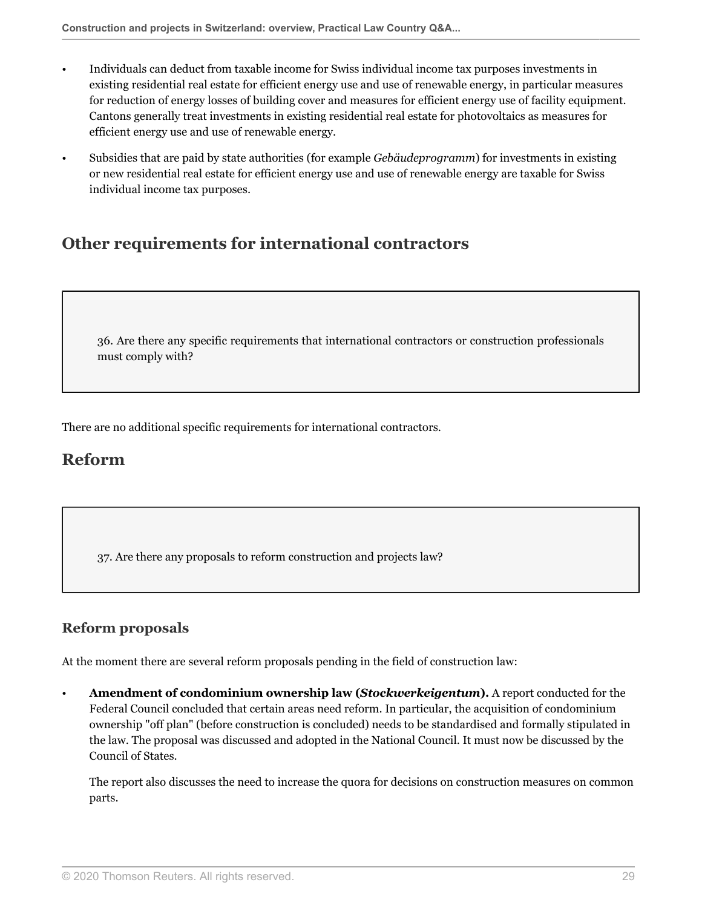- Individuals can deduct from taxable income for Swiss individual income tax purposes investments in existing residential real estate for efficient energy use and use of renewable energy, in particular measures for reduction of energy losses of building cover and measures for efficient energy use of facility equipment. Cantons generally treat investments in existing residential real estate for photovoltaics as measures for efficient energy use and use of renewable energy.
- Subsidies that are paid by state authorities (for example *Gebäudeprogramm*) for investments in existing or new residential real estate for efficient energy use and use of renewable energy are taxable for Swiss individual income tax purposes.

## Other requirements for international contractors

36. Are there any specific requirements that international contractors or construction professionals must comply with?

There are no additional specific requirements for international contractors.

## Reform

37. Are there any proposals to reform construction and projects law?

### Reform proposals

At the moment there are several reform proposals pending in the field of construction law:

- **Amendment of condominium ownership law (*Stockwerkeigentum*).** A report conducted for the Federal Council concluded that certain areas need reform. In particular, the acquisition of condominium ownership "off plan" (before construction is concluded) needs to be standardised and formally stipulated in the law. The proposal was discussed and adopted in the National Council. It must now be discussed by the Council of States.

  The report also discusses the need to increase the quora for decisions on construction measures on common parts.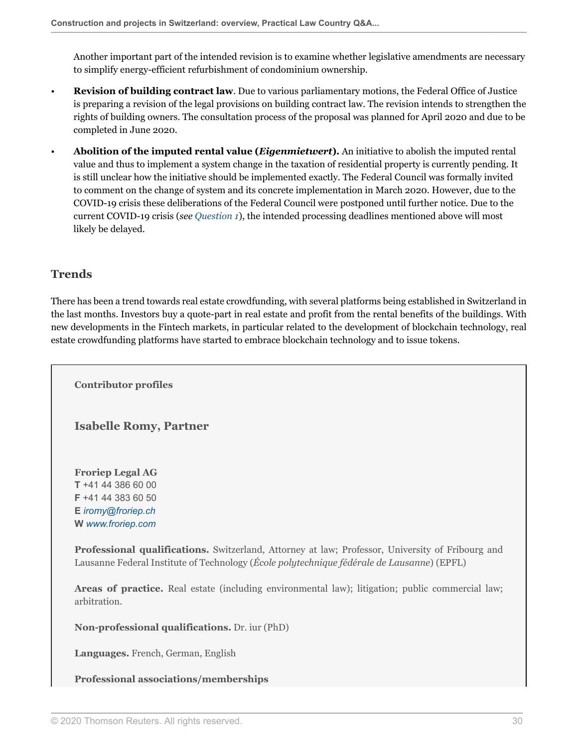Another important part of the intended revision is to examine whether legislative amendments are necessary to simplify energy-efficient refurbishment of condominium ownership.

- **Revision of building contract law**. Due to various parliamentary motions, the Federal Office of Justice is preparing a revision of the legal provisions on building contract law. The revision intends to strengthen the rights of building owners. The consultation process of the proposal was planned for April 2020 and due to be completed in June 2020.
- **Abolition of the imputed rental value (*Eigenmietwert*).** An initiative to abolish the imputed rental value and thus to implement a system change in the taxation of residential property is currently pending. It is still unclear how the initiative should be implemented exactly. The Federal Council was formally invited to comment on the change of system and its concrete implementation in March 2020. However, due to the COVID-19 crisis these deliberations of the Federal Council were postponed until further notice. Due to the current COVID-19 crisis (*see Question 1*), the intended processing deadlines mentioned above will most likely be delayed.

## Trends

There has been a trend towards real estate crowdfunding, with several platforms being established in Switzerland in the last months. Investors buy a quote-part in real estate and profit from the rental benefits of the buildings. With new developments in the Fintech markets, in particular related to the development of blockchain technology, real estate crowdfunding platforms have started to embrace blockchain technology and to issue tokens.

**Contributor profiles**

### Isabelle Romy, Partner

**Froriep Legal AG**
**T** +41 44 386 60 00
**F** +41 44 383 60 50
**E** *iromy@froriep.ch*
**W** *www.froriep.com*

**Professional qualifications.** Switzerland, Attorney at law; Professor, University of Fribourg and Lausanne Federal Institute of Technology (*École polytechnique fédérale de Lausanne*) (EPFL)

**Areas of practice.** Real estate (including environmental law); litigation; public commercial law; arbitration.

**Non-professional qualifications.** Dr. iur (PhD)

**Languages.** French, German, English

**Professional associations/memberships**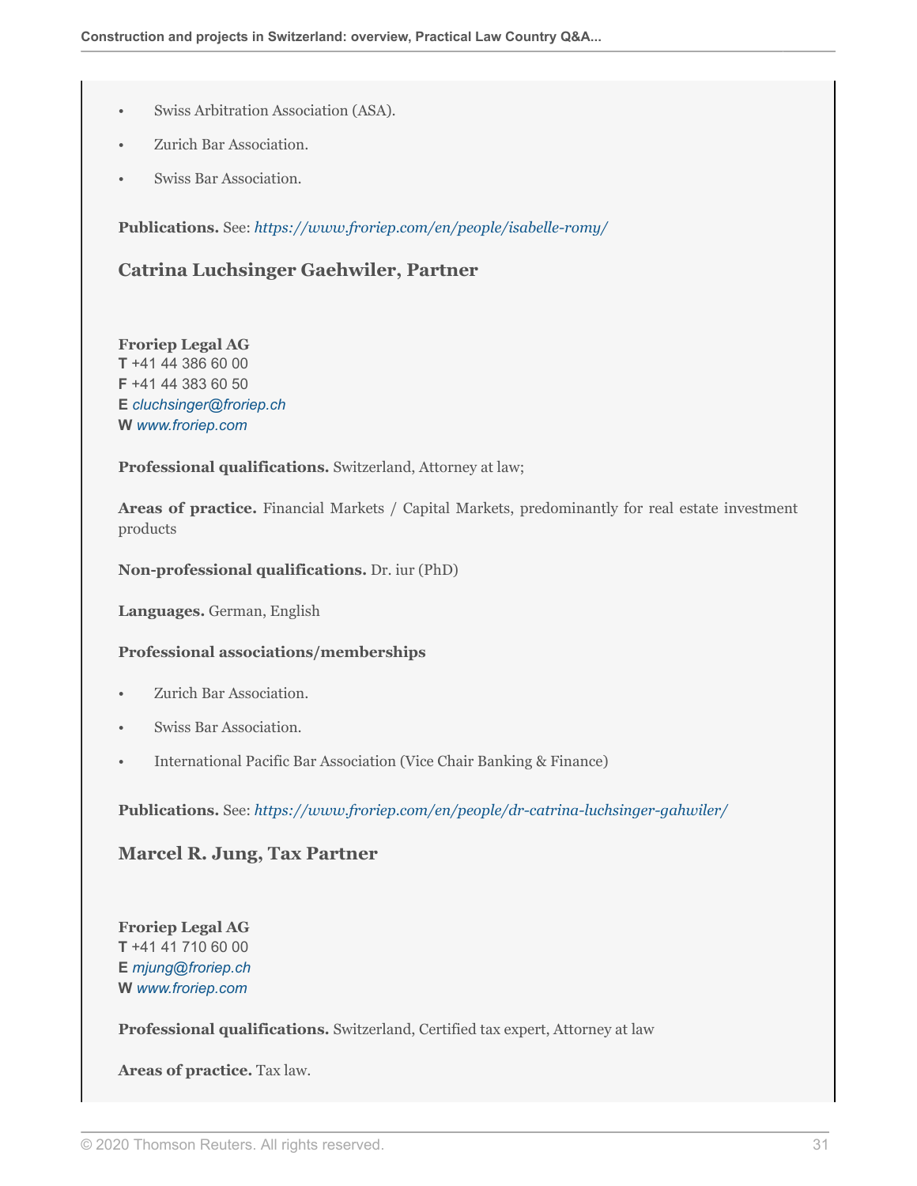- Swiss Arbitration Association (ASA).
- Zurich Bar Association.
- Swiss Bar Association.

**Publications.** See: *https://www.froriep.com/en/people/isabelle-romy/*

### Catrina Luchsinger Gaehwiler, Partner

**Froriep Legal AG**
**T** +41 44 386 60 00
**F** +41 44 383 60 50
**E** *cluchsinger@froriep.ch*
**W** *www.froriep.com*

**Professional qualifications.** Switzerland, Attorney at law;

**Areas of practice.** Financial Markets / Capital Markets, predominantly for real estate investment products

**Non-professional qualifications.** Dr. iur (PhD)

**Languages.** German, English

**Professional associations/memberships**

- Zurich Bar Association.
- Swiss Bar Association.
- International Pacific Bar Association (Vice Chair Banking & Finance)

**Publications.** See: *https://www.froriep.com/en/people/dr-catrina-luchsinger-gahwiler/*

### Marcel R. Jung, Tax Partner

**Froriep Legal AG**
**T** +41 41 710 60 00
**E** *mjung@froriep.ch*
**W** *www.froriep.com*

**Professional qualifications.** Switzerland, Certified tax expert, Attorney at law

**Areas of practice.** Tax law.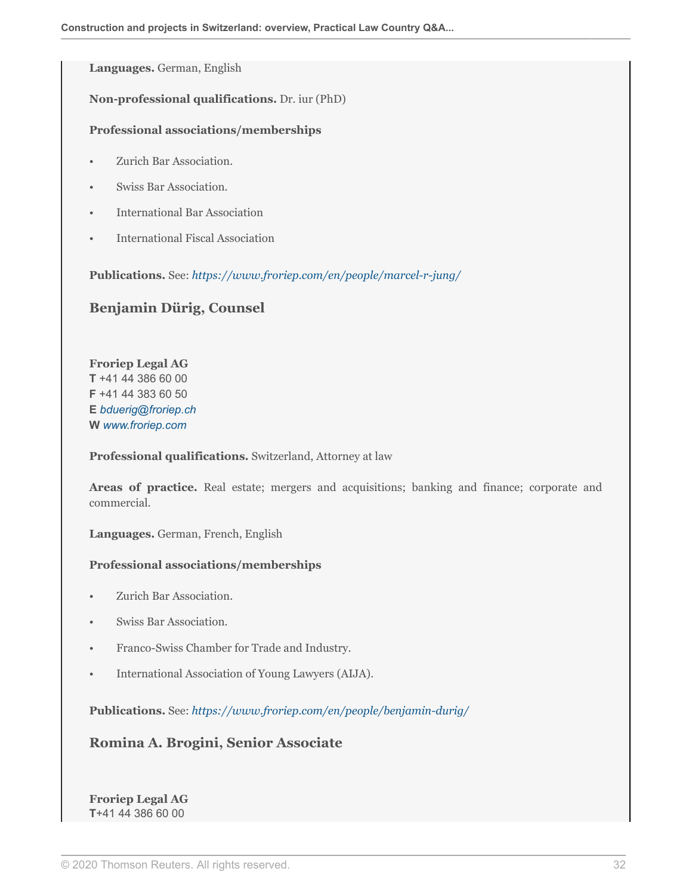**Languages.** German, English

**Non-professional qualifications.** Dr. iur (PhD)

**Professional associations/memberships**

- Zurich Bar Association.
- Swiss Bar Association.
- International Bar Association
- International Fiscal Association

**Publications.** See: *https://www.froriep.com/en/people/marcel-r-jung/*

### Benjamin Dürig, Counsel

**Froriep Legal AG**
**T** +41 44 386 60 00
**F** +41 44 383 60 50
**E** *bduerig@froriep.ch*
**W** *www.froriep.com*

**Professional qualifications.** Switzerland, Attorney at law

**Areas of practice.** Real estate; mergers and acquisitions; banking and finance; corporate and commercial.

**Languages.** German, French, English

**Professional associations/memberships**

- Zurich Bar Association.
- Swiss Bar Association.
- Franco-Swiss Chamber for Trade and Industry.
- International Association of Young Lawyers (AIJA).

**Publications.** See: *https://www.froriep.com/en/people/benjamin-durig/*

### Romina A. Brogini, Senior Associate

**Froriep Legal AG**
**T**+41 44 386 60 00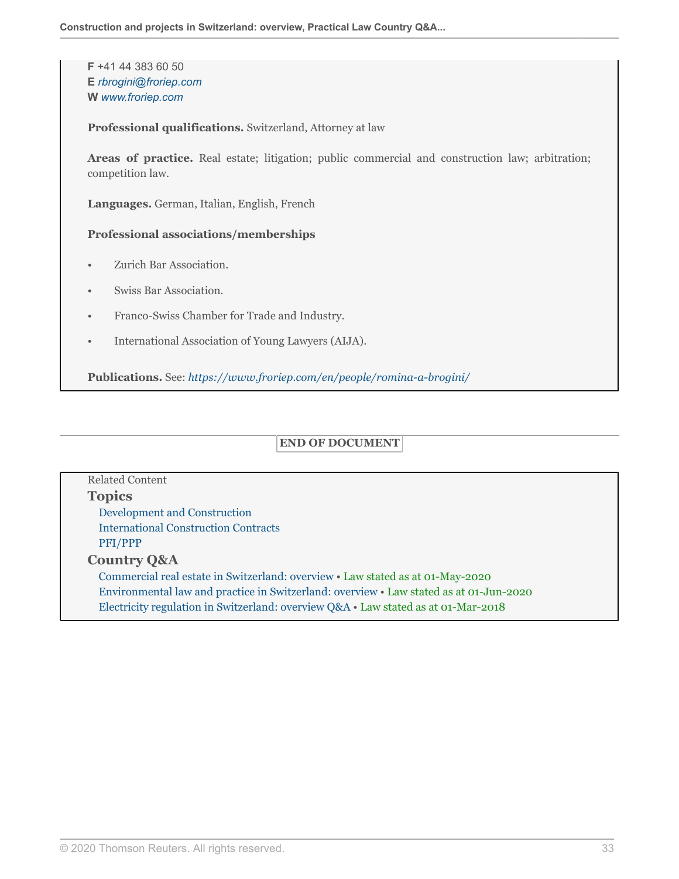**F** +41 44 383 60 50
**E** *rbrogini@froriep.com*
**W** *www.froriep.com*

**Professional qualifications.** Switzerland, Attorney at law

**Areas of practice.** Real estate; litigation; public commercial and construction law; arbitration; competition law.

**Languages.** German, Italian, English, French

**Professional associations/memberships**

- Zurich Bar Association.
- Swiss Bar Association.
- Franco-Swiss Chamber for Trade and Industry.
- International Association of Young Lawyers (AIJA).

**Publications.** See: *https://www.froriep.com/en/people/romina-a-brogini/*

**END OF DOCUMENT**

Related Content

### Topics

Development and Construction
International Construction Contracts
PFI/PPP

### Country Q&A

Commercial real estate in Switzerland: overview • Law stated as at 01-May-2020
Environmental law and practice in Switzerland: overview • Law stated as at 01-Jun-2020
Electricity regulation in Switzerland: overview Q&A • Law stated as at 01-Mar-2018